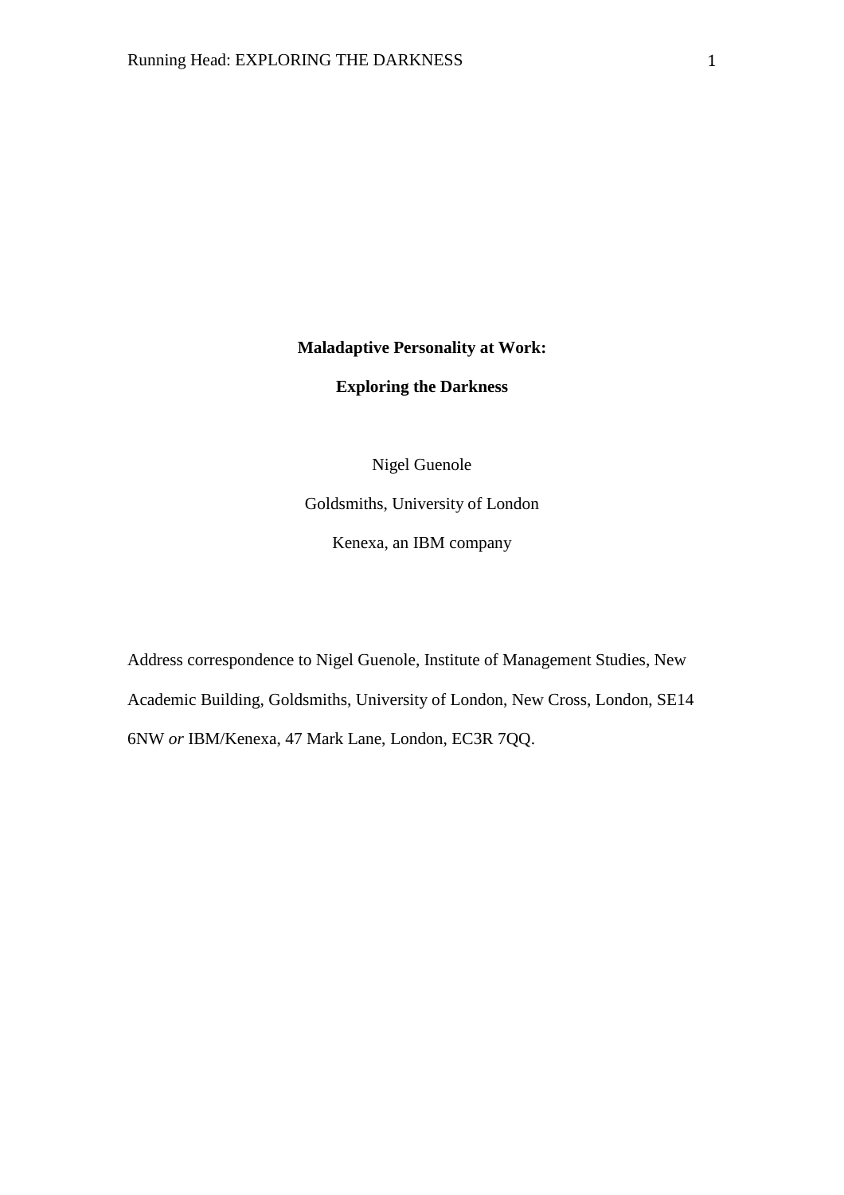# Maladaptive Personality at Work:

# Exploring the Darkness

Nigel Guenole

Goldsmiths, University of London

Kenexa, an IBM company

Address correspondence to Nigel Guenole, Institute of Management Studies, New Academic Building, Goldsmiths, University of London, New Cross, London, SE14 6NW *or* IBM/Kenexa, 47 Mark Lane, London, EC3R 7QQ.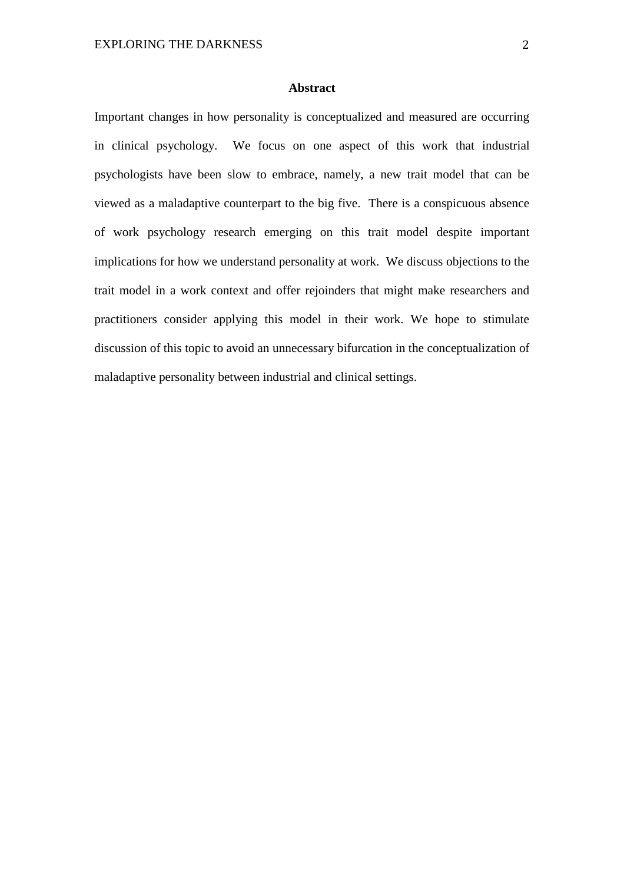## Abstract

Important changes in how personality is conceptualized and measured are occurring in clinical psychology. We focus on one aspect of this work that industrial psychologists have been slow to embrace, namely, a new trait model that can be viewed as a maladaptive counterpart to the big five. There is a conspicuous absence of work psychology research emerging on this trait model despite important implications for how we understand personality at work. We discuss objections to the trait model in a work context and offer rejoinders that might make researchers and practitioners consider applying this model in their work. We hope to stimulate discussion of this topic to avoid an unnecessary bifurcation in the conceptualization of maladaptive personality between industrial and clinical settings.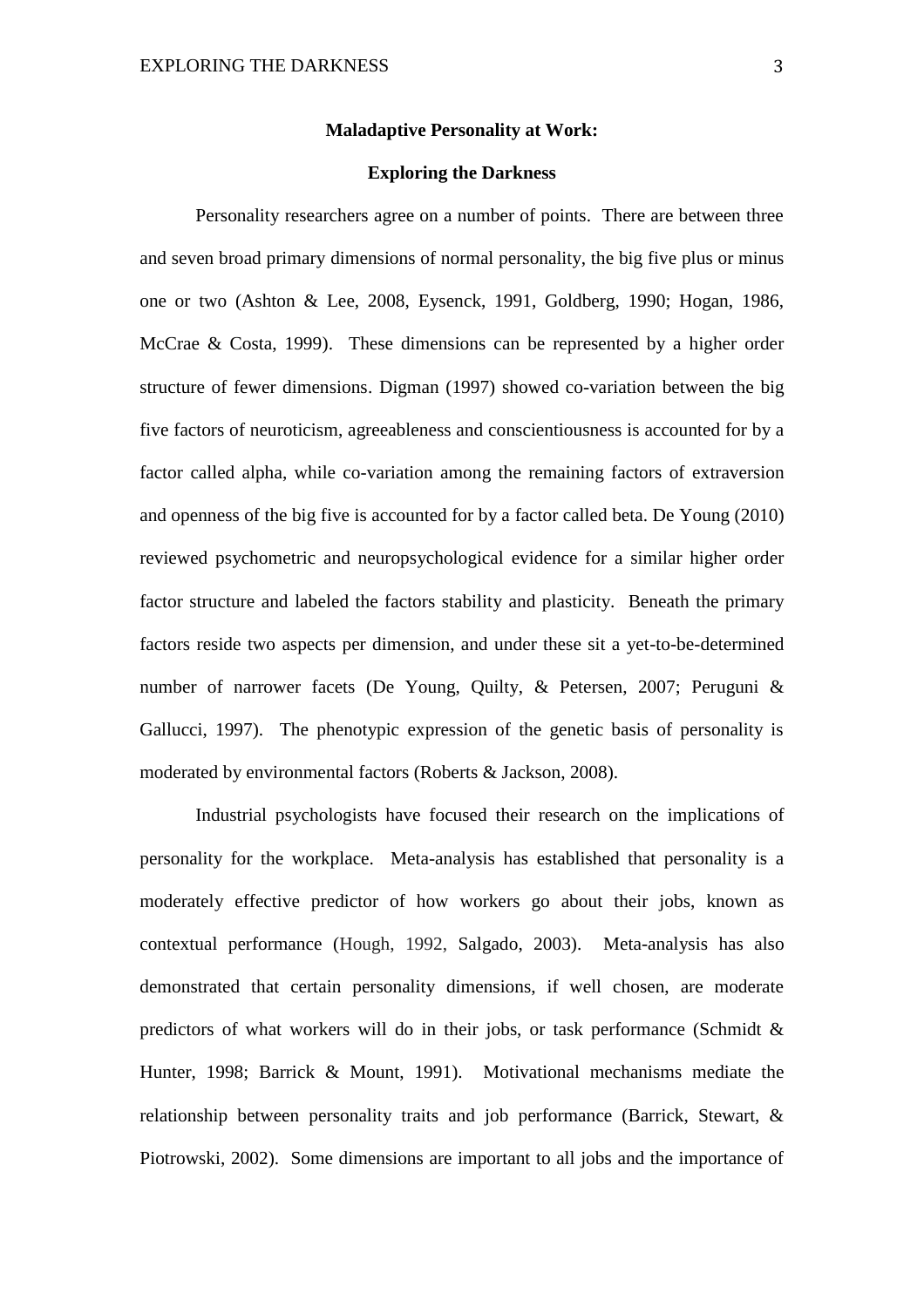**Maladaptive Personality at Work:**

**Exploring the Darkness**

Personality researchers agree on a number of points. There are between three and seven broad primary dimensions of normal personality, the big five plus or minus one or two (Ashton & Lee, 2008, Eysenck, 1991, Goldberg, 1990; Hogan, 1986, McCrae & Costa, 1999). These dimensions can be represented by a higher order structure of fewer dimensions. Digman (1997) showed co-variation between the big five factors of neuroticism, agreeableness and conscientiousness is accounted for by a factor called alpha, while co-variation among the remaining factors of extraversion and openness of the big five is accounted for by a factor called beta. De Young (2010) reviewed psychometric and neuropsychological evidence for a similar higher order factor structure and labeled the factors stability and plasticity. Beneath the primary factors reside two aspects per dimension, and under these sit a yet-to-be-determined number of narrower facets (De Young, Quilty, & Petersen, 2007; Peruguni & Gallucci, 1997). The phenotypic expression of the genetic basis of personality is moderated by environmental factors (Roberts & Jackson, 2008).

Industrial psychologists have focused their research on the implications of personality for the workplace. Meta-analysis has established that personality is a moderately effective predictor of how workers go about their jobs, known as contextual performance (Hough, 1992, Salgado, 2003). Meta-analysis has also demonstrated that certain personality dimensions, if well chosen, are moderate predictors of what workers will do in their jobs, or task performance (Schmidt & Hunter, 1998; Barrick & Mount, 1991). Motivational mechanisms mediate the relationship between personality traits and job performance (Barrick, Stewart, & Piotrowski, 2002). Some dimensions are important to all jobs and the importance of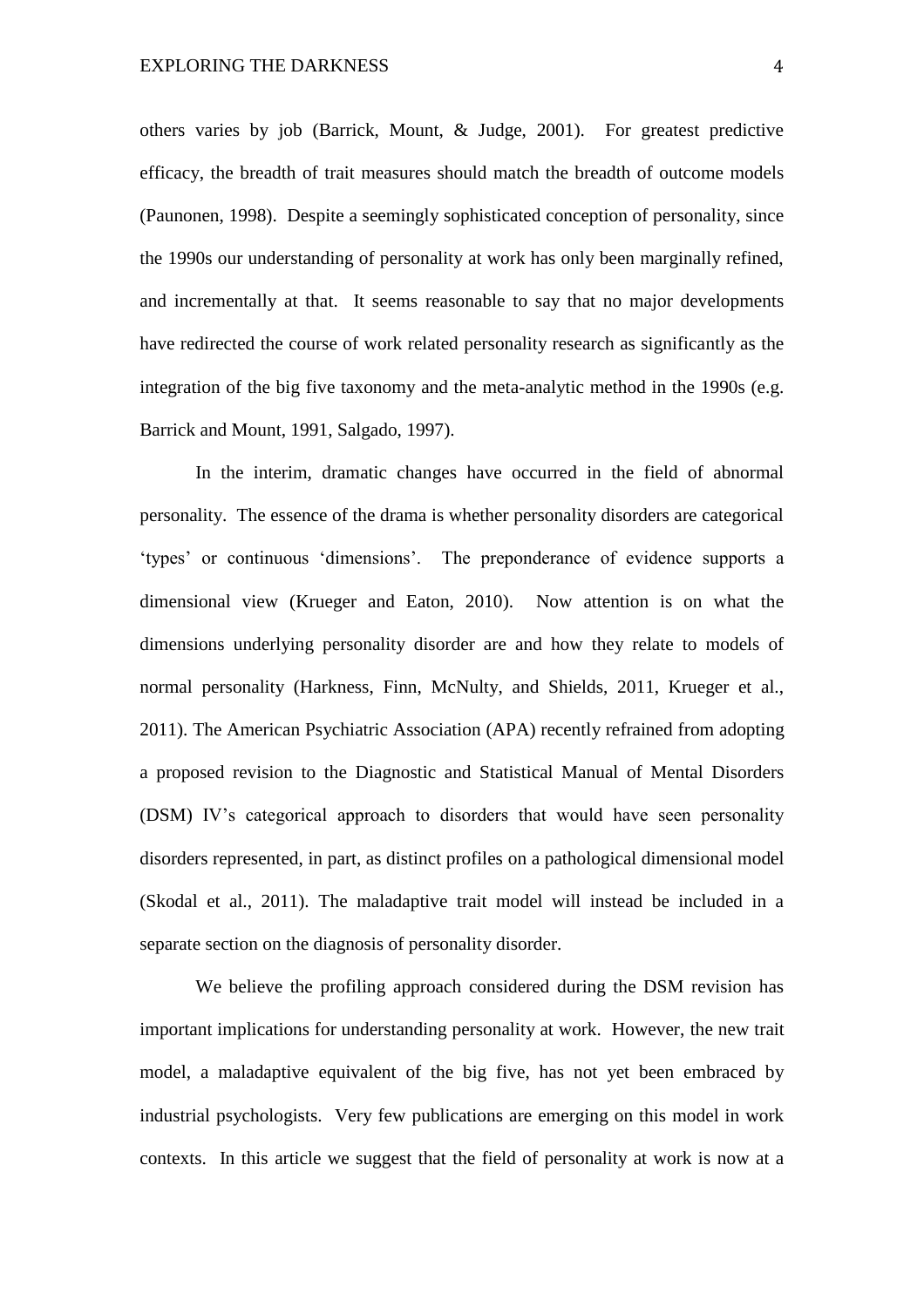others varies by job (Barrick, Mount, & Judge, 2001). For greatest predictive efficacy, the breadth of trait measures should match the breadth of outcome models (Paunonen, 1998). Despite a seemingly sophisticated conception of personality, since the 1990s our understanding of personality at work has only been marginally refined, and incrementally at that. It seems reasonable to say that no major developments have redirected the course of work related personality research as significantly as the integration of the big five taxonomy and the meta-analytic method in the 1990s (e.g. Barrick and Mount, 1991, Salgado, 1997).

In the interim, dramatic changes have occurred in the field of abnormal personality. The essence of the drama is whether personality disorders are categorical 'types' or continuous 'dimensions'. The preponderance of evidence supports a dimensional view (Krueger and Eaton, 2010). Now attention is on what the dimensions underlying personality disorder are and how they relate to models of normal personality (Harkness, Finn, McNulty, and Shields, 2011, Krueger et al., 2011). The American Psychiatric Association (APA) recently refrained from adopting a proposed revision to the Diagnostic and Statistical Manual of Mental Disorders (DSM) IV's categorical approach to disorders that would have seen personality disorders represented, in part, as distinct profiles on a pathological dimensional model (Skodal et al., 2011). The maladaptive trait model will instead be included in a separate section on the diagnosis of personality disorder.

We believe the profiling approach considered during the DSM revision has important implications for understanding personality at work. However, the new trait model, a maladaptive equivalent of the big five, has not yet been embraced by industrial psychologists. Very few publications are emerging on this model in work contexts. In this article we suggest that the field of personality at work is now at a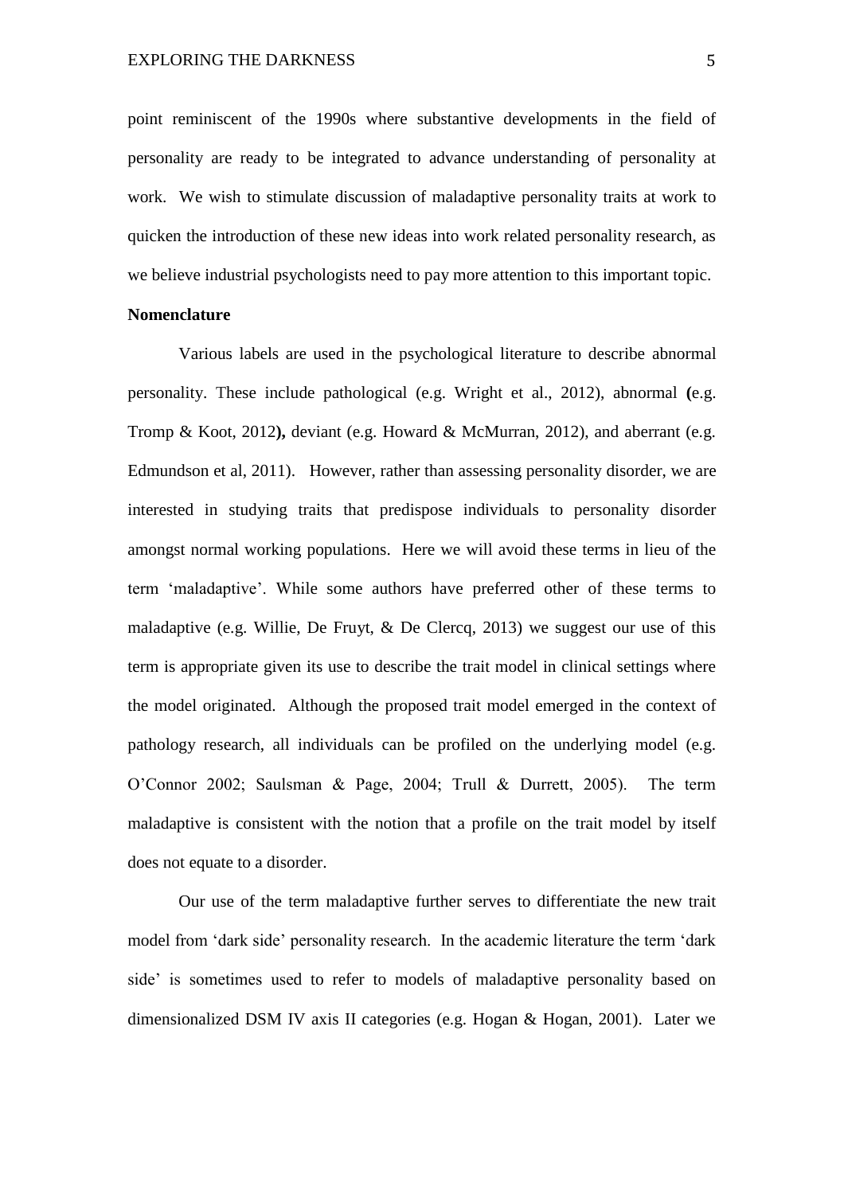point reminiscent of the 1990s where substantive developments in the field of personality are ready to be integrated to advance understanding of personality at work. We wish to stimulate discussion of maladaptive personality traits at work to quicken the introduction of these new ideas into work related personality research, as we believe industrial psychologists need to pay more attention to this important topic.

**Nomenclature**

Various labels are used in the psychological literature to describe abnormal personality. These include pathological (e.g. Wright et al., 2012), abnormal **(**e.g. Tromp & Koot, 2012**),** deviant (e.g. Howard & McMurran, 2012), and aberrant (e.g. Edmundson et al, 2011). However, rather than assessing personality disorder, we are interested in studying traits that predispose individuals to personality disorder amongst normal working populations. Here we will avoid these terms in lieu of the term 'maladaptive'. While some authors have preferred other of these terms to maladaptive (e.g. Willie, De Fruyt, & De Clercq, 2013) we suggest our use of this term is appropriate given its use to describe the trait model in clinical settings where the model originated. Although the proposed trait model emerged in the context of pathology research, all individuals can be profiled on the underlying model (e.g. O'Connor 2002; Saulsman & Page, 2004; Trull & Durrett, 2005). The term maladaptive is consistent with the notion that a profile on the trait model by itself does not equate to a disorder.

Our use of the term maladaptive further serves to differentiate the new trait model from 'dark side' personality research. In the academic literature the term 'dark side' is sometimes used to refer to models of maladaptive personality based on dimensionalized DSM IV axis II categories (e.g. Hogan & Hogan, 2001). Later we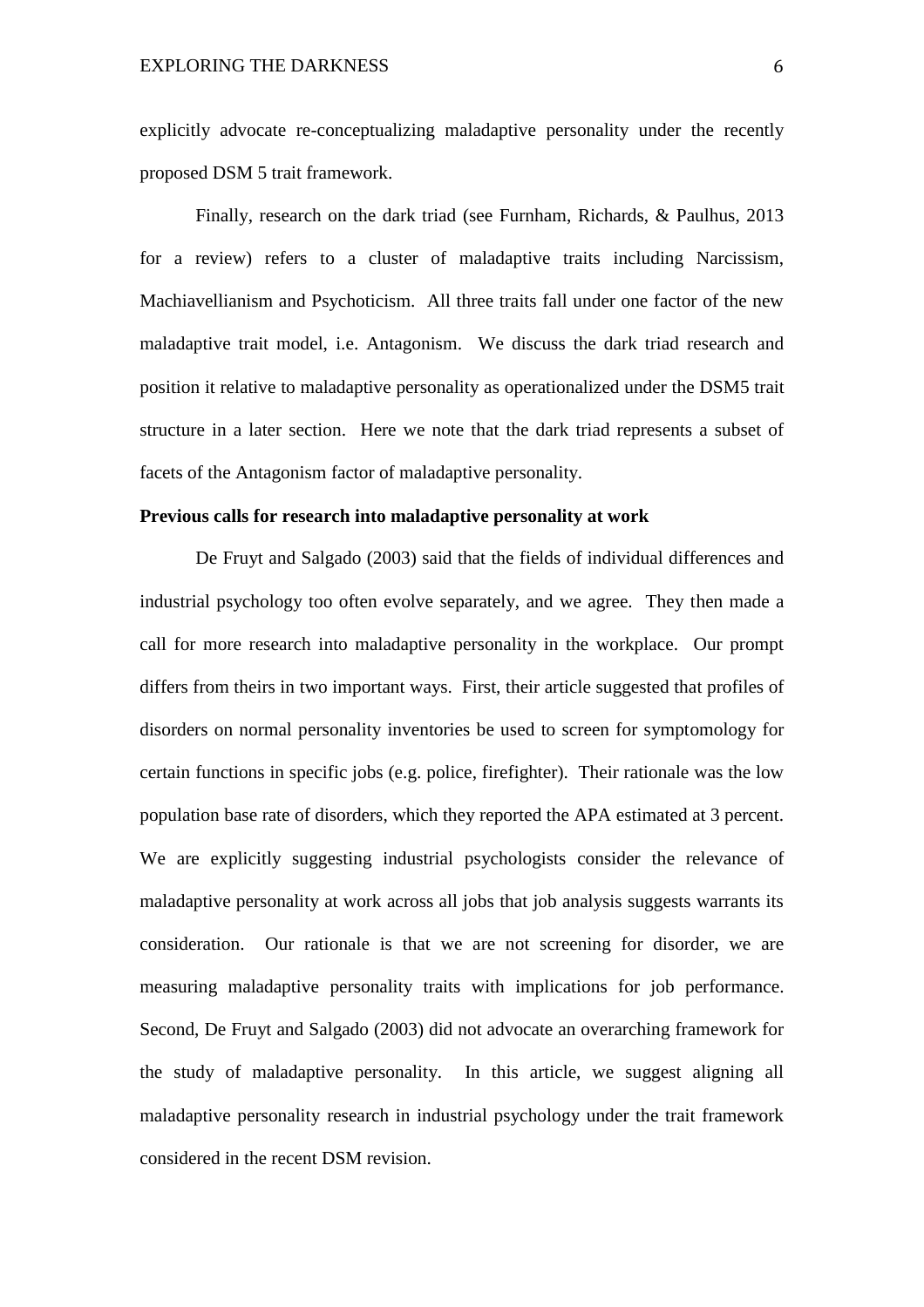explicitly advocate re-conceptualizing maladaptive personality under the recently proposed DSM 5 trait framework.

Finally, research on the dark triad (see Furnham, Richards, & Paulhus, 2013 for a review) refers to a cluster of maladaptive traits including Narcissism, Machiavellianism and Psychoticism. All three traits fall under one factor of the new maladaptive trait model, i.e. Antagonism. We discuss the dark triad research and position it relative to maladaptive personality as operationalized under the DSM5 trait structure in a later section. Here we note that the dark triad represents a subset of facets of the Antagonism factor of maladaptive personality.

**Previous calls for research into maladaptive personality at work**

De Fruyt and Salgado (2003) said that the fields of individual differences and industrial psychology too often evolve separately, and we agree. They then made a call for more research into maladaptive personality in the workplace. Our prompt differs from theirs in two important ways. First, their article suggested that profiles of disorders on normal personality inventories be used to screen for symptomology for certain functions in specific jobs (e.g. police, firefighter). Their rationale was the low population base rate of disorders, which they reported the APA estimated at 3 percent. We are explicitly suggesting industrial psychologists consider the relevance of maladaptive personality at work across all jobs that job analysis suggests warrants its consideration. Our rationale is that we are not screening for disorder, we are measuring maladaptive personality traits with implications for job performance. Second, De Fruyt and Salgado (2003) did not advocate an overarching framework for the study of maladaptive personality. In this article, we suggest aligning all maladaptive personality research in industrial psychology under the trait framework considered in the recent DSM revision.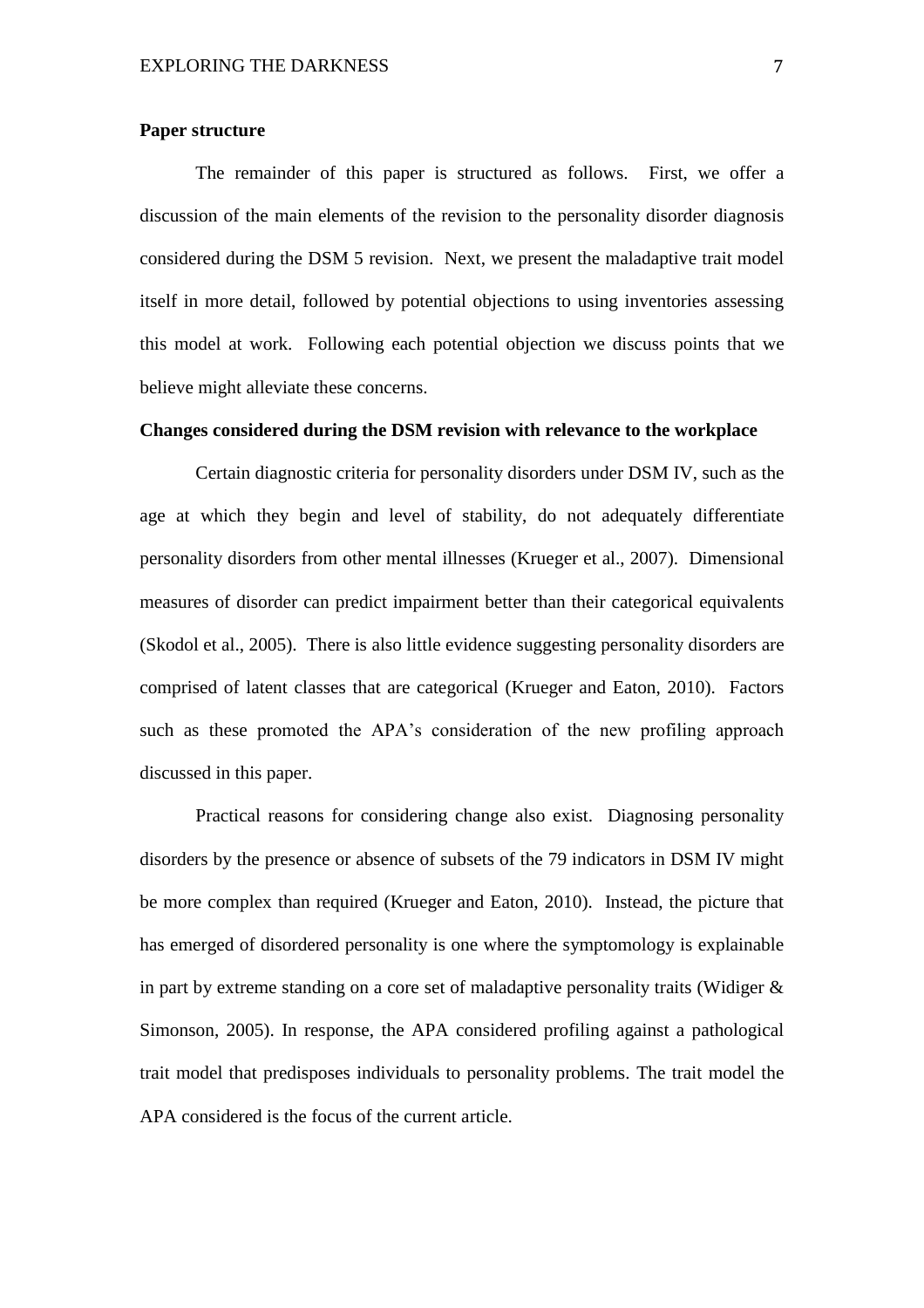**Paper structure**

The remainder of this paper is structured as follows. First, we offer a discussion of the main elements of the revision to the personality disorder diagnosis considered during the DSM 5 revision. Next, we present the maladaptive trait model itself in more detail, followed by potential objections to using inventories assessing this model at work. Following each potential objection we discuss points that we believe might alleviate these concerns.

**Changes considered during the DSM revision with relevance to the workplace**

Certain diagnostic criteria for personality disorders under DSM IV, such as the age at which they begin and level of stability, do not adequately differentiate personality disorders from other mental illnesses (Krueger et al., 2007). Dimensional measures of disorder can predict impairment better than their categorical equivalents (Skodol et al., 2005). There is also little evidence suggesting personality disorders are comprised of latent classes that are categorical (Krueger and Eaton, 2010). Factors such as these promoted the APA's consideration of the new profiling approach discussed in this paper.

Practical reasons for considering change also exist. Diagnosing personality disorders by the presence or absence of subsets of the 79 indicators in DSM IV might be more complex than required (Krueger and Eaton, 2010). Instead, the picture that has emerged of disordered personality is one where the symptomology is explainable in part by extreme standing on a core set of maladaptive personality traits (Widiger & Simonson, 2005). In response, the APA considered profiling against a pathological trait model that predisposes individuals to personality problems. The trait model the APA considered is the focus of the current article.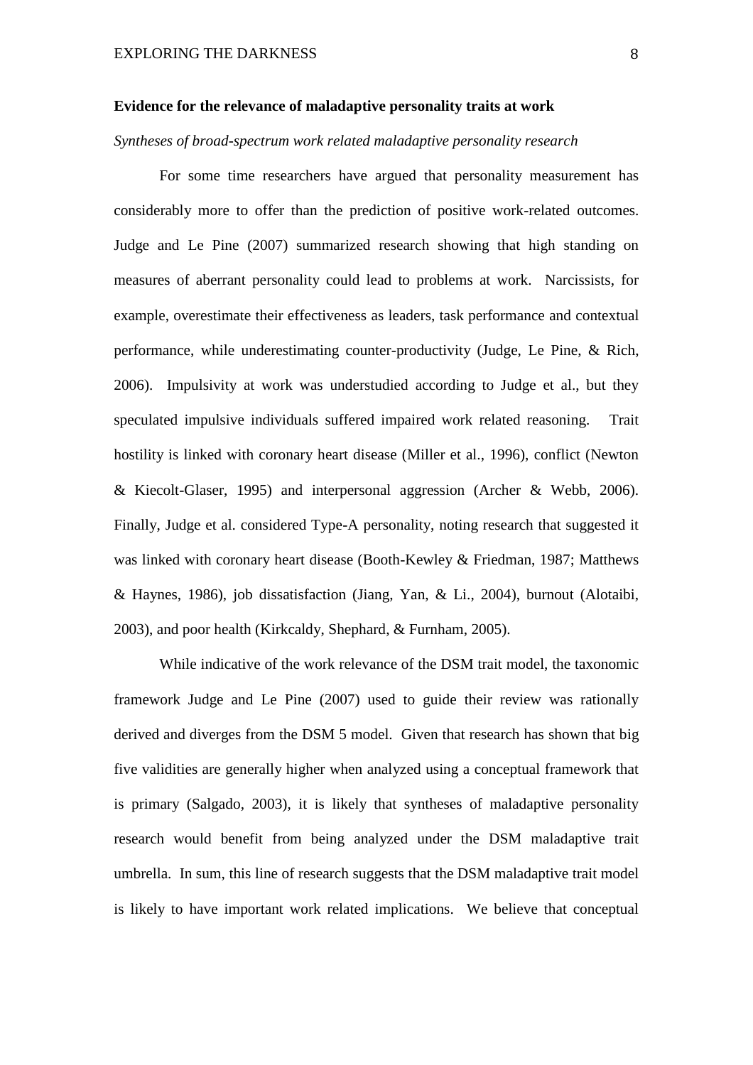**Evidence for the relevance of maladaptive personality traits at work**

*Syntheses of broad-spectrum work related maladaptive personality research*

For some time researchers have argued that personality measurement has considerably more to offer than the prediction of positive work-related outcomes. Judge and Le Pine (2007) summarized research showing that high standing on measures of aberrant personality could lead to problems at work. Narcissists, for example, overestimate their effectiveness as leaders, task performance and contextual performance, while underestimating counter-productivity (Judge, Le Pine, & Rich, 2006). Impulsivity at work was understudied according to Judge et al., but they speculated impulsive individuals suffered impaired work related reasoning. Trait hostility is linked with coronary heart disease (Miller et al., 1996), conflict (Newton & Kiecolt-Glaser, 1995) and interpersonal aggression (Archer & Webb, 2006). Finally, Judge et al. considered Type-A personality, noting research that suggested it was linked with coronary heart disease (Booth-Kewley & Friedman, 1987; Matthews & Haynes, 1986), job dissatisfaction (Jiang, Yan, & Li., 2004), burnout (Alotaibi, 2003), and poor health (Kirkcaldy, Shephard, & Furnham, 2005).

While indicative of the work relevance of the DSM trait model, the taxonomic framework Judge and Le Pine (2007) used to guide their review was rationally derived and diverges from the DSM 5 model. Given that research has shown that big five validities are generally higher when analyzed using a conceptual framework that is primary (Salgado, 2003), it is likely that syntheses of maladaptive personality research would benefit from being analyzed under the DSM maladaptive trait umbrella. In sum, this line of research suggests that the DSM maladaptive trait model is likely to have important work related implications. We believe that conceptual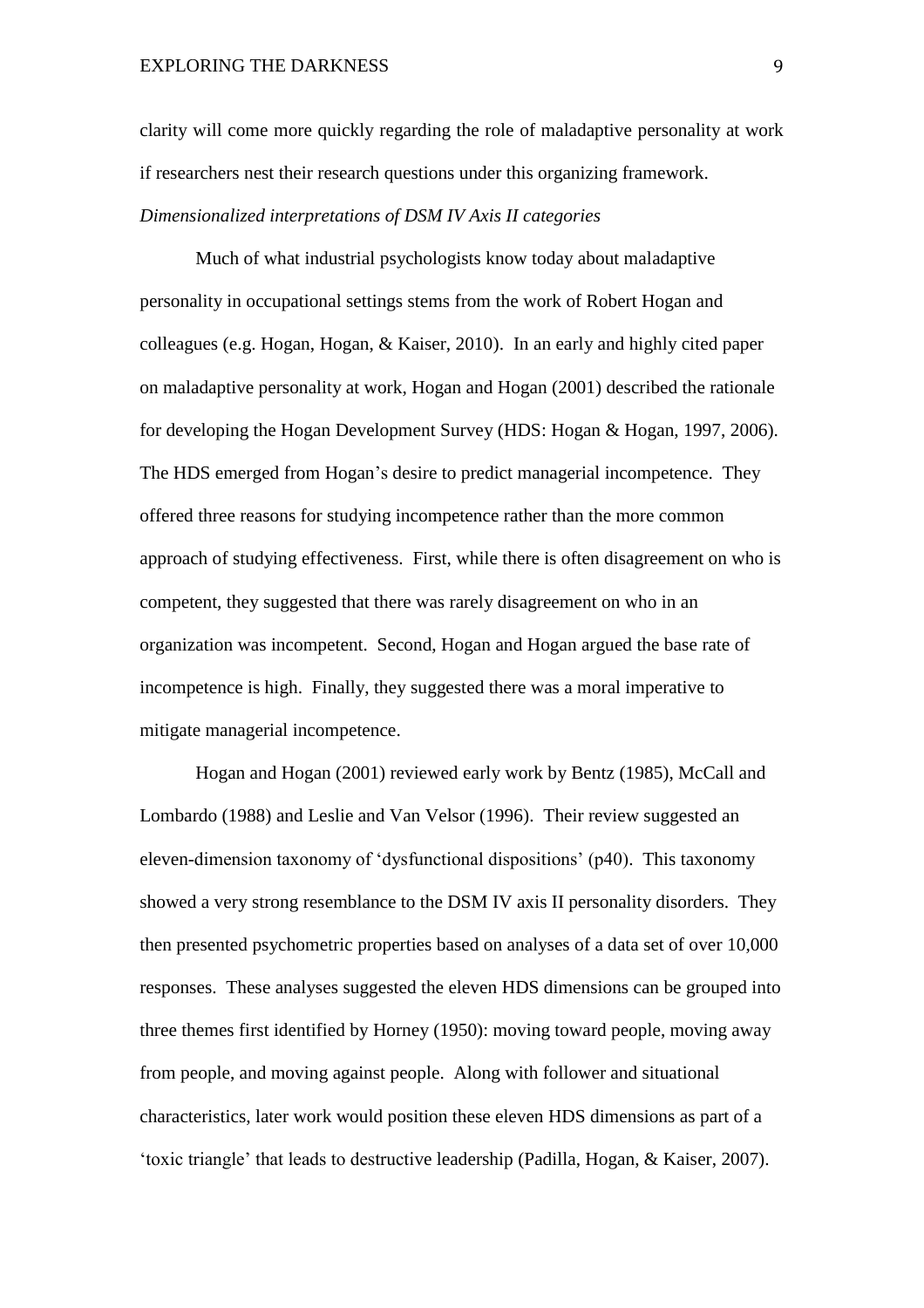clarity will come more quickly regarding the role of maladaptive personality at work if researchers nest their research questions under this organizing framework.

*Dimensionalized interpretations of DSM IV Axis II categories*

Much of what industrial psychologists know today about maladaptive personality in occupational settings stems from the work of Robert Hogan and colleagues (e.g. Hogan, Hogan, & Kaiser, 2010). In an early and highly cited paper on maladaptive personality at work, Hogan and Hogan (2001) described the rationale for developing the Hogan Development Survey (HDS: Hogan & Hogan, 1997, 2006). The HDS emerged from Hogan's desire to predict managerial incompetence. They offered three reasons for studying incompetence rather than the more common approach of studying effectiveness. First, while there is often disagreement on who is competent, they suggested that there was rarely disagreement on who in an organization was incompetent. Second, Hogan and Hogan argued the base rate of incompetence is high. Finally, they suggested there was a moral imperative to mitigate managerial incompetence.

Hogan and Hogan (2001) reviewed early work by Bentz (1985), McCall and Lombardo (1988) and Leslie and Van Velsor (1996). Their review suggested an eleven-dimension taxonomy of 'dysfunctional dispositions' (p40). This taxonomy showed a very strong resemblance to the DSM IV axis II personality disorders. They then presented psychometric properties based on analyses of a data set of over 10,000 responses. These analyses suggested the eleven HDS dimensions can be grouped into three themes first identified by Horney (1950): moving toward people, moving away from people, and moving against people. Along with follower and situational characteristics, later work would position these eleven HDS dimensions as part of a 'toxic triangle' that leads to destructive leadership (Padilla, Hogan, & Kaiser, 2007).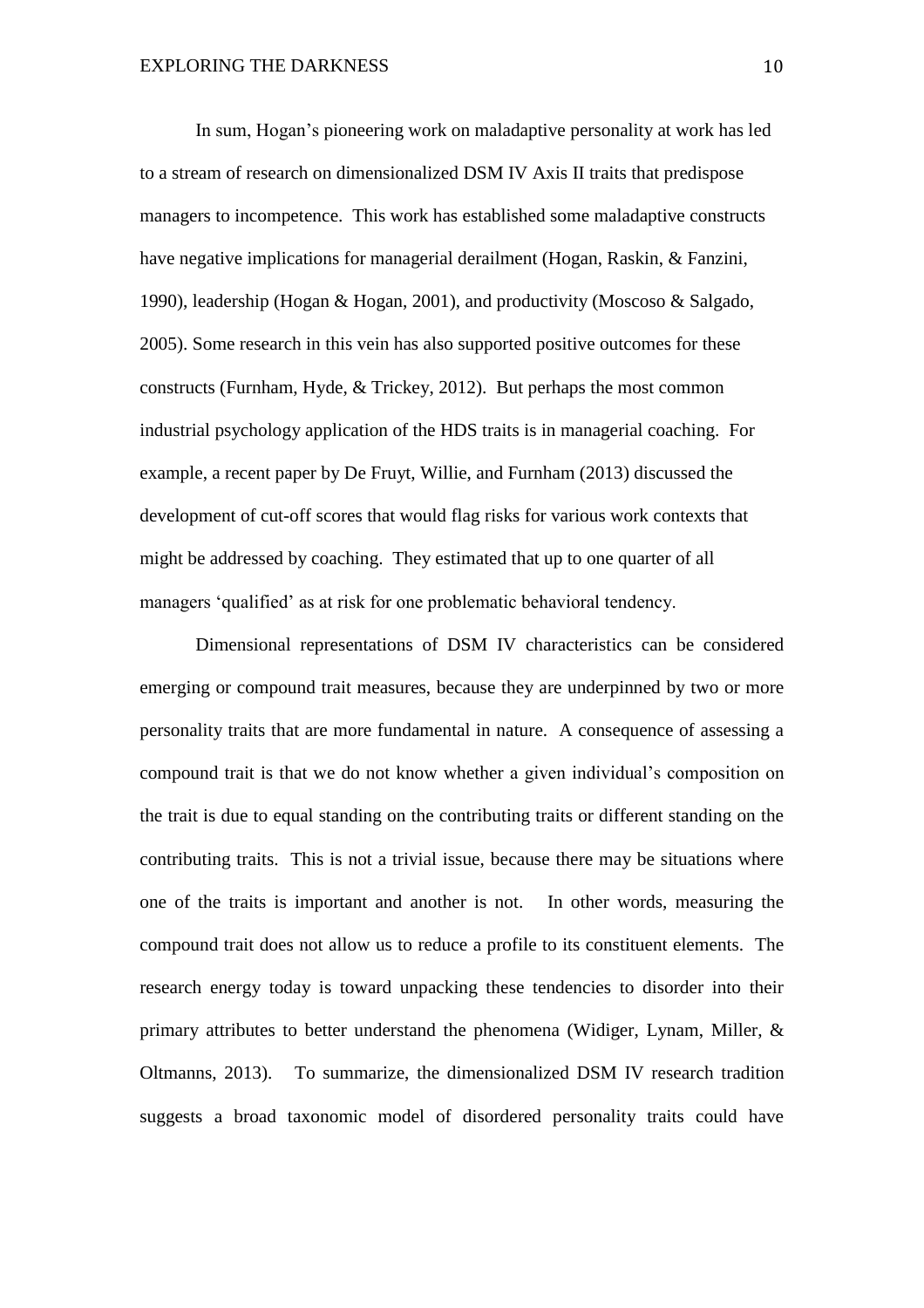In sum, Hogan's pioneering work on maladaptive personality at work has led to a stream of research on dimensionalized DSM IV Axis II traits that predispose managers to incompetence. This work has established some maladaptive constructs have negative implications for managerial derailment (Hogan, Raskin, & Fanzini, 1990), leadership (Hogan & Hogan, 2001), and productivity (Moscoso & Salgado, 2005). Some research in this vein has also supported positive outcomes for these constructs (Furnham, Hyde, & Trickey, 2012). But perhaps the most common industrial psychology application of the HDS traits is in managerial coaching. For example, a recent paper by De Fruyt, Willie, and Furnham (2013) discussed the development of cut-off scores that would flag risks for various work contexts that might be addressed by coaching. They estimated that up to one quarter of all managers 'qualified' as at risk for one problematic behavioral tendency.

Dimensional representations of DSM IV characteristics can be considered emerging or compound trait measures, because they are underpinned by two or more personality traits that are more fundamental in nature. A consequence of assessing a compound trait is that we do not know whether a given individual's composition on the trait is due to equal standing on the contributing traits or different standing on the contributing traits. This is not a trivial issue, because there may be situations where one of the traits is important and another is not. In other words, measuring the compound trait does not allow us to reduce a profile to its constituent elements. The research energy today is toward unpacking these tendencies to disorder into their primary attributes to better understand the phenomena (Widiger, Lynam, Miller, & Oltmanns, 2013). To summarize, the dimensionalized DSM IV research tradition suggests a broad taxonomic model of disordered personality traits could have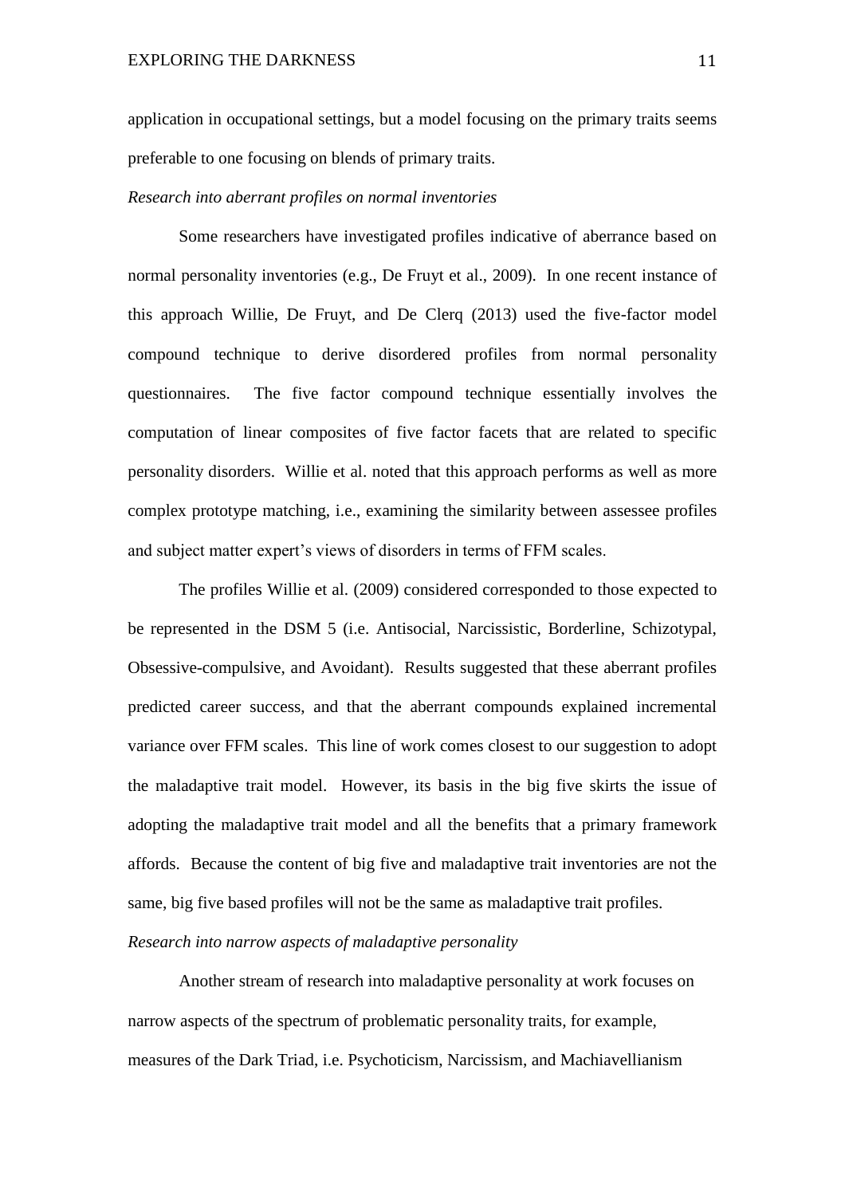application in occupational settings, but a model focusing on the primary traits seems preferable to one focusing on blends of primary traits.

*Research into aberrant profiles on normal inventories*

Some researchers have investigated profiles indicative of aberrance based on normal personality inventories (e.g., De Fruyt et al., 2009). In one recent instance of this approach Willie, De Fruyt, and De Clerq (2013) used the five-factor model compound technique to derive disordered profiles from normal personality questionnaires. The five factor compound technique essentially involves the computation of linear composites of five factor facets that are related to specific personality disorders. Willie et al. noted that this approach performs as well as more complex prototype matching, i.e., examining the similarity between assessee profiles and subject matter expert's views of disorders in terms of FFM scales.

The profiles Willie et al. (2009) considered corresponded to those expected to be represented in the DSM 5 (i.e. Antisocial, Narcissistic, Borderline, Schizotypal, Obsessive-compulsive, and Avoidant). Results suggested that these aberrant profiles predicted career success, and that the aberrant compounds explained incremental variance over FFM scales. This line of work comes closest to our suggestion to adopt the maladaptive trait model. However, its basis in the big five skirts the issue of adopting the maladaptive trait model and all the benefits that a primary framework affords. Because the content of big five and maladaptive trait inventories are not the same, big five based profiles will not be the same as maladaptive trait profiles.

*Research into narrow aspects of maladaptive personality*

Another stream of research into maladaptive personality at work focuses on narrow aspects of the spectrum of problematic personality traits, for example, measures of the Dark Triad, i.e. Psychoticism, Narcissism, and Machiavellianism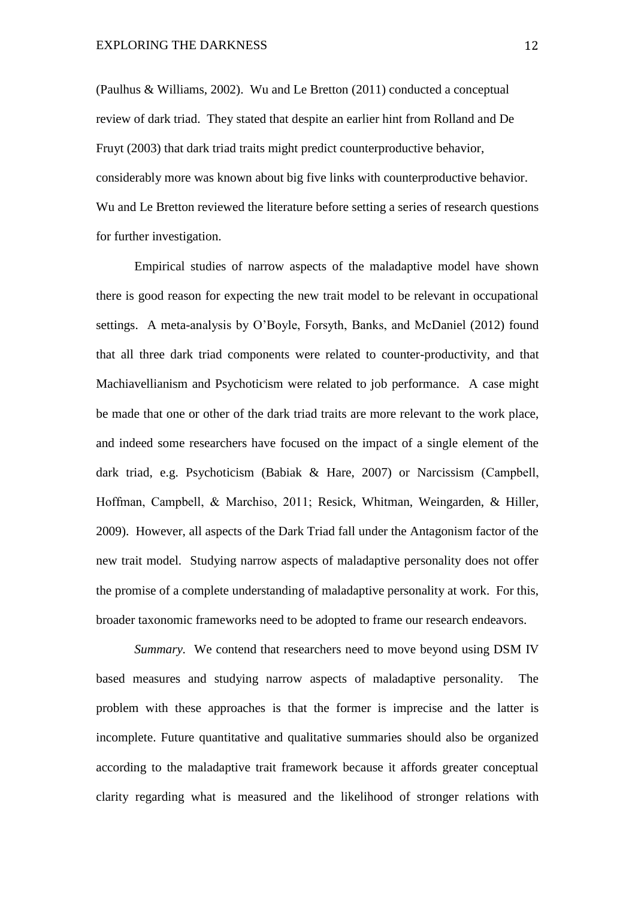(Paulhus & Williams, 2002). Wu and Le Bretton (2011) conducted a conceptual review of dark triad. They stated that despite an earlier hint from Rolland and De Fruyt (2003) that dark triad traits might predict counterproductive behavior, considerably more was known about big five links with counterproductive behavior. Wu and Le Bretton reviewed the literature before setting a series of research questions for further investigation.

Empirical studies of narrow aspects of the maladaptive model have shown there is good reason for expecting the new trait model to be relevant in occupational settings. A meta-analysis by O'Boyle, Forsyth, Banks, and McDaniel (2012) found that all three dark triad components were related to counter-productivity, and that Machiavellianism and Psychoticism were related to job performance. A case might be made that one or other of the dark triad traits are more relevant to the work place, and indeed some researchers have focused on the impact of a single element of the dark triad, e.g. Psychoticism (Babiak & Hare, 2007) or Narcissism (Campbell, Hoffman, Campbell, & Marchiso, 2011; Resick, Whitman, Weingarden, & Hiller, 2009). However, all aspects of the Dark Triad fall under the Antagonism factor of the new trait model. Studying narrow aspects of maladaptive personality does not offer the promise of a complete understanding of maladaptive personality at work. For this, broader taxonomic frameworks need to be adopted to frame our research endeavors.

*Summary.* We contend that researchers need to move beyond using DSM IV based measures and studying narrow aspects of maladaptive personality. The problem with these approaches is that the former is imprecise and the latter is incomplete. Future quantitative and qualitative summaries should also be organized according to the maladaptive trait framework because it affords greater conceptual clarity regarding what is measured and the likelihood of stronger relations with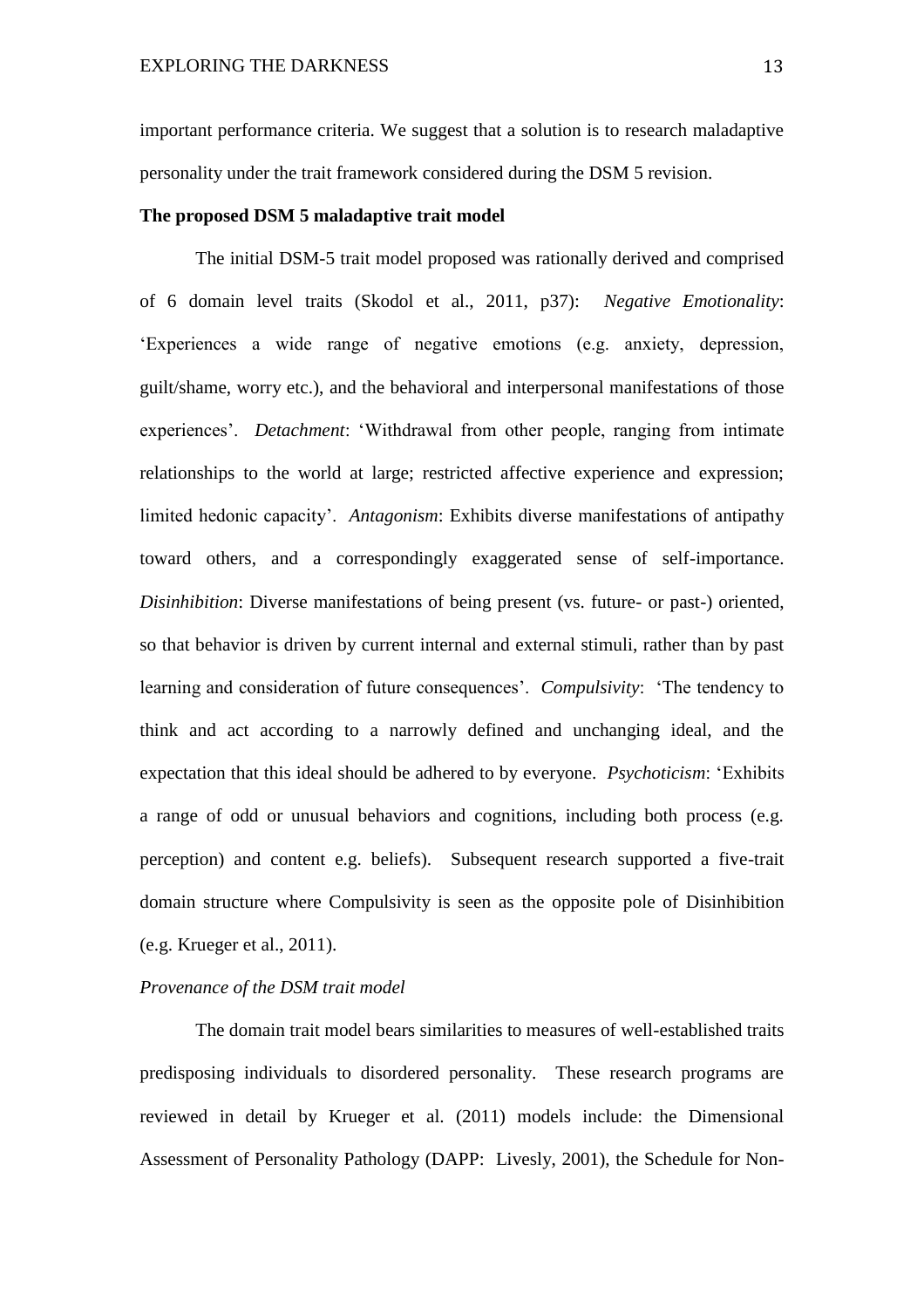important performance criteria. We suggest that a solution is to research maladaptive personality under the trait framework considered during the DSM 5 revision.

**The proposed DSM 5 maladaptive trait model**

The initial DSM-5 trait model proposed was rationally derived and comprised of 6 domain level traits (Skodol et al., 2011, p37): *Negative Emotionality*: 'Experiences a wide range of negative emotions (e.g. anxiety, depression, guilt/shame, worry etc.), and the behavioral and interpersonal manifestations of those experiences'. *Detachment*: 'Withdrawal from other people, ranging from intimate relationships to the world at large; restricted affective experience and expression; limited hedonic capacity'. *Antagonism*: Exhibits diverse manifestations of antipathy toward others, and a correspondingly exaggerated sense of self-importance. *Disinhibition*: Diverse manifestations of being present (vs. future- or past-) oriented, so that behavior is driven by current internal and external stimuli, rather than by past learning and consideration of future consequences'. *Compulsivity*: 'The tendency to think and act according to a narrowly defined and unchanging ideal, and the expectation that this ideal should be adhered to by everyone. *Psychoticism*: 'Exhibits a range of odd or unusual behaviors and cognitions, including both process (e.g. perception) and content e.g. beliefs). Subsequent research supported a five-trait domain structure where Compulsivity is seen as the opposite pole of Disinhibition (e.g. Krueger et al., 2011).

*Provenance of the DSM trait model*

The domain trait model bears similarities to measures of well-established traits predisposing individuals to disordered personality. These research programs are reviewed in detail by Krueger et al. (2011) models include: the Dimensional Assessment of Personality Pathology (DAPP: Livesly, 2001), the Schedule for Non-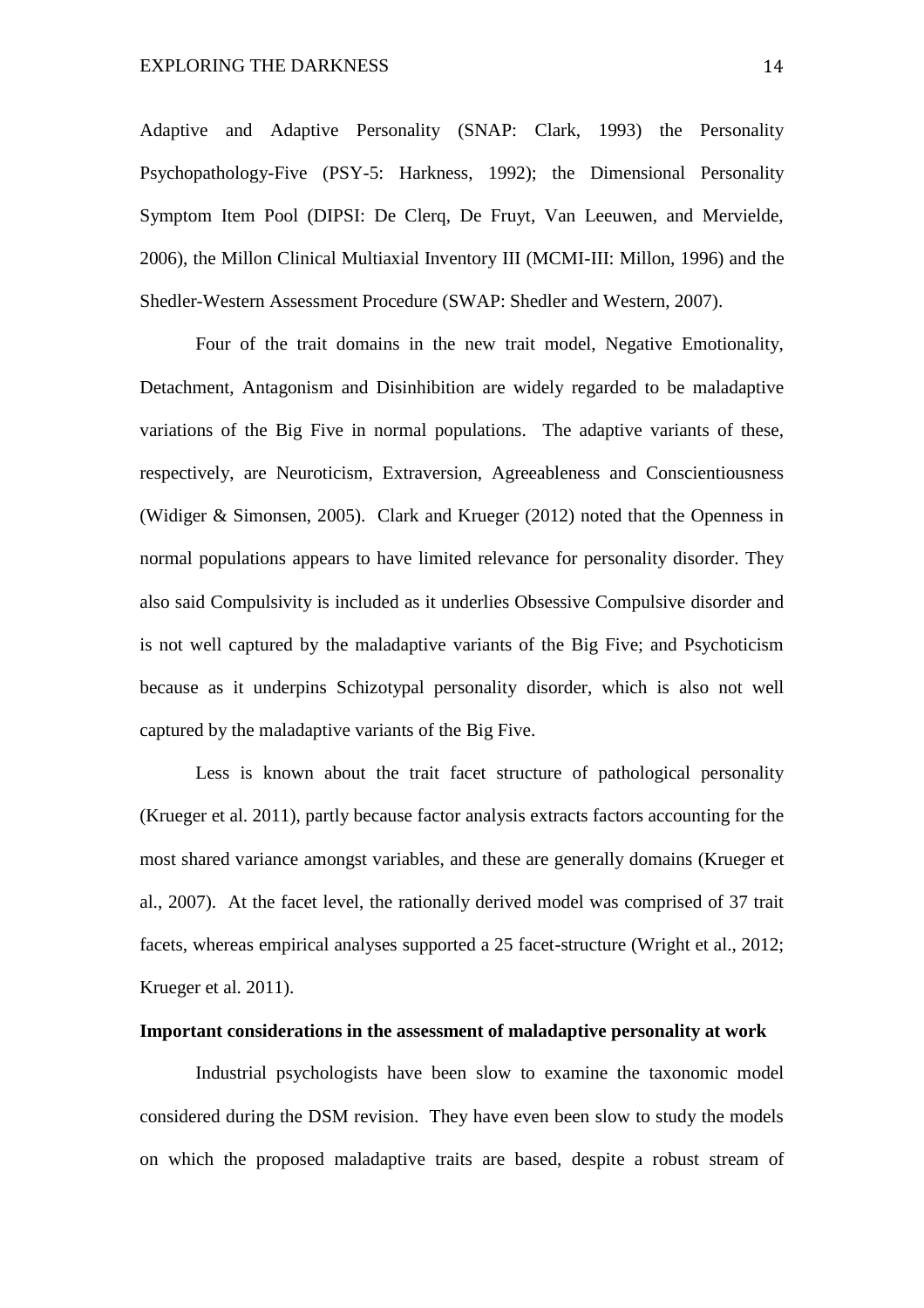Adaptive and Adaptive Personality (SNAP: Clark, 1993) the Personality Psychopathology-Five (PSY-5: Harkness, 1992); the Dimensional Personality Symptom Item Pool (DIPSI: De Clerq, De Fruyt, Van Leeuwen, and Mervielde, 2006), the Millon Clinical Multiaxial Inventory III (MCMI-III: Millon, 1996) and the Shedler-Western Assessment Procedure (SWAP: Shedler and Western, 2007).

Four of the trait domains in the new trait model, Negative Emotionality, Detachment, Antagonism and Disinhibition are widely regarded to be maladaptive variations of the Big Five in normal populations. The adaptive variants of these, respectively, are Neuroticism, Extraversion, Agreeableness and Conscientiousness (Widiger & Simonsen, 2005). Clark and Krueger (2012) noted that the Openness in normal populations appears to have limited relevance for personality disorder. They also said Compulsivity is included as it underlies Obsessive Compulsive disorder and is not well captured by the maladaptive variants of the Big Five; and Psychoticism because as it underpins Schizotypal personality disorder, which is also not well captured by the maladaptive variants of the Big Five.

Less is known about the trait facet structure of pathological personality (Krueger et al. 2011), partly because factor analysis extracts factors accounting for the most shared variance amongst variables, and these are generally domains (Krueger et al., 2007). At the facet level, the rationally derived model was comprised of 37 trait facets, whereas empirical analyses supported a 25 facet-structure (Wright et al., 2012; Krueger et al. 2011).

**Important considerations in the assessment of maladaptive personality at work**

Industrial psychologists have been slow to examine the taxonomic model considered during the DSM revision. They have even been slow to study the models on which the proposed maladaptive traits are based, despite a robust stream of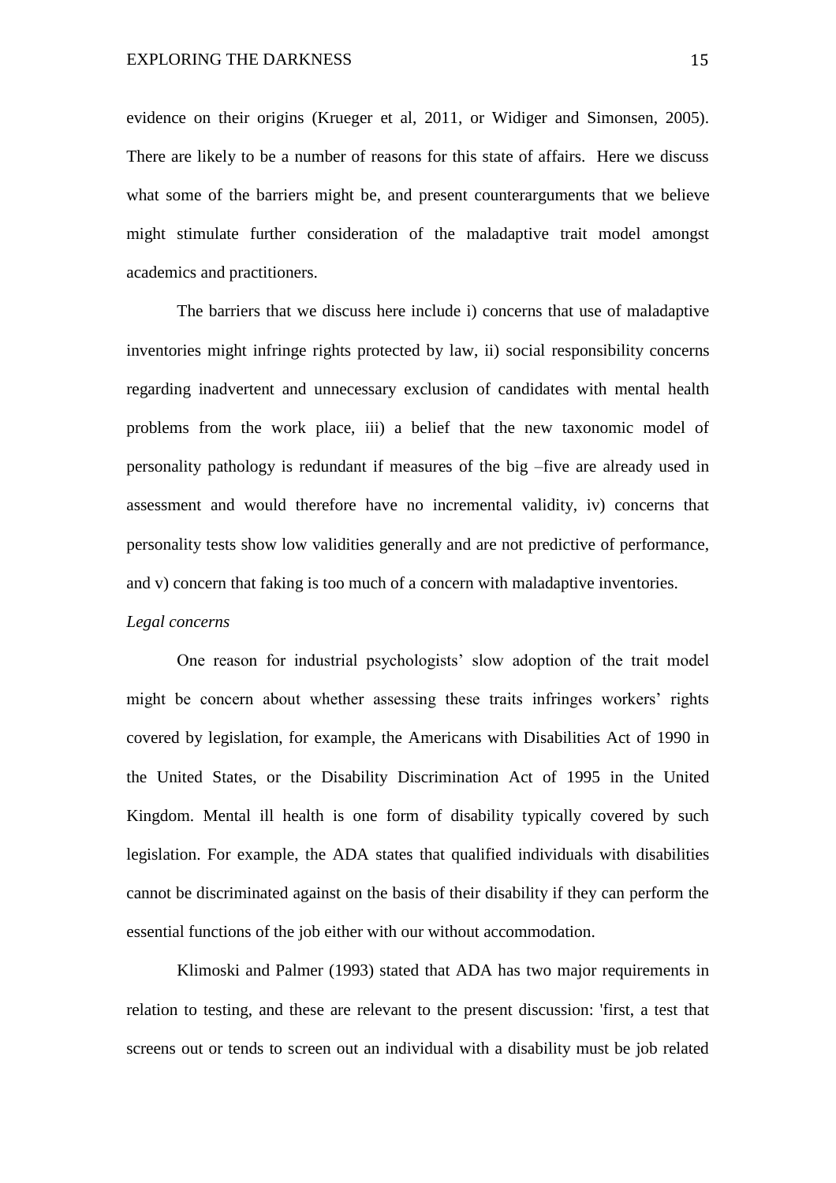evidence on their origins (Krueger et al, 2011, or Widiger and Simonsen, 2005). There are likely to be a number of reasons for this state of affairs. Here we discuss what some of the barriers might be, and present counterarguments that we believe might stimulate further consideration of the maladaptive trait model amongst academics and practitioners.

The barriers that we discuss here include i) concerns that use of maladaptive inventories might infringe rights protected by law, ii) social responsibility concerns regarding inadvertent and unnecessary exclusion of candidates with mental health problems from the work place, iii) a belief that the new taxonomic model of personality pathology is redundant if measures of the big –five are already used in assessment and would therefore have no incremental validity, iv) concerns that personality tests show low validities generally and are not predictive of performance, and v) concern that faking is too much of a concern with maladaptive inventories.

*Legal concerns*

One reason for industrial psychologists' slow adoption of the trait model might be concern about whether assessing these traits infringes workers' rights covered by legislation, for example, the Americans with Disabilities Act of 1990 in the United States, or the Disability Discrimination Act of 1995 in the United Kingdom. Mental ill health is one form of disability typically covered by such legislation. For example, the ADA states that qualified individuals with disabilities cannot be discriminated against on the basis of their disability if they can perform the essential functions of the job either with our without accommodation.

Klimoski and Palmer (1993) stated that ADA has two major requirements in relation to testing, and these are relevant to the present discussion: 'first, a test that screens out or tends to screen out an individual with a disability must be job related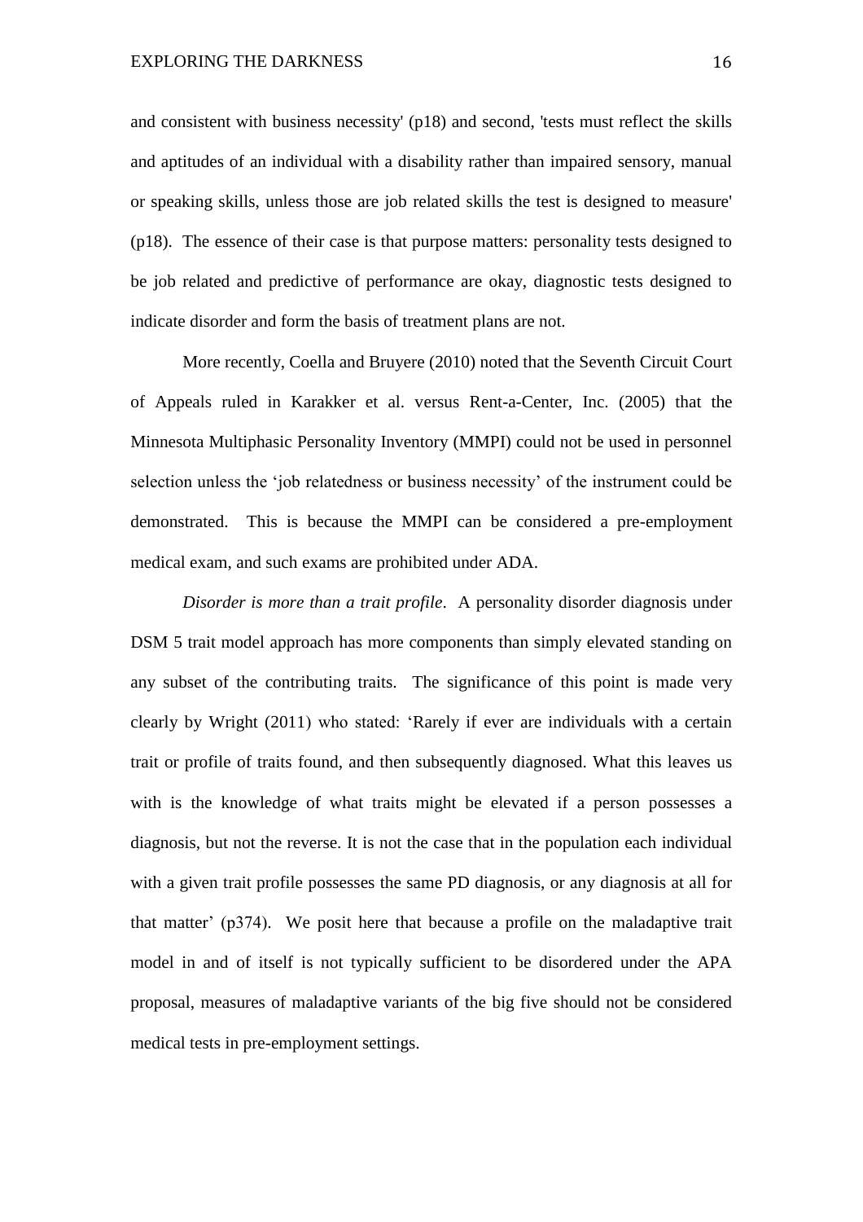and consistent with business necessity' (p18) and second, 'tests must reflect the skills and aptitudes of an individual with a disability rather than impaired sensory, manual or speaking skills, unless those are job related skills the test is designed to measure' (p18). The essence of their case is that purpose matters: personality tests designed to be job related and predictive of performance are okay, diagnostic tests designed to indicate disorder and form the basis of treatment plans are not.

More recently, Coella and Bruyere (2010) noted that the Seventh Circuit Court of Appeals ruled in Karakker et al. versus Rent-a-Center, Inc. (2005) that the Minnesota Multiphasic Personality Inventory (MMPI) could not be used in personnel selection unless the 'job relatedness or business necessity' of the instrument could be demonstrated. This is because the MMPI can be considered a pre-employment medical exam, and such exams are prohibited under ADA.

*Disorder is more than a trait profile*. A personality disorder diagnosis under DSM 5 trait model approach has more components than simply elevated standing on any subset of the contributing traits. The significance of this point is made very clearly by Wright (2011) who stated: 'Rarely if ever are individuals with a certain trait or profile of traits found, and then subsequently diagnosed. What this leaves us with is the knowledge of what traits might be elevated if a person possesses a diagnosis, but not the reverse. It is not the case that in the population each individual with a given trait profile possesses the same PD diagnosis, or any diagnosis at all for that matter' (p374). We posit here that because a profile on the maladaptive trait model in and of itself is not typically sufficient to be disordered under the APA proposal, measures of maladaptive variants of the big five should not be considered medical tests in pre-employment settings.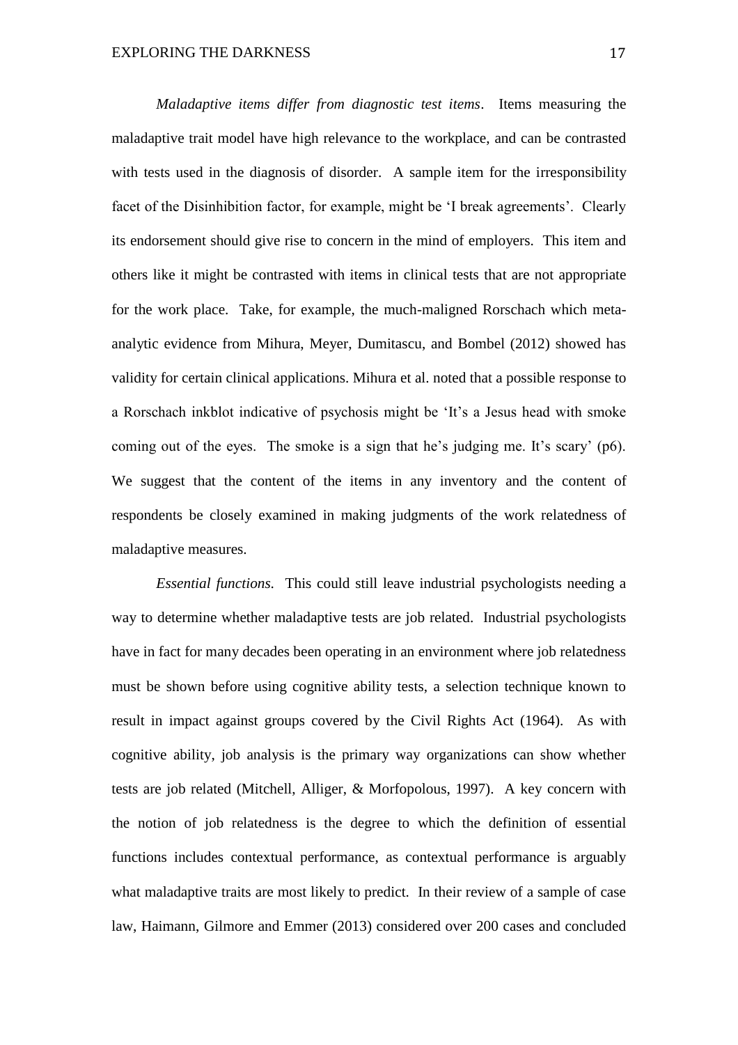*Maladaptive items differ from diagnostic test items*. Items measuring the maladaptive trait model have high relevance to the workplace, and can be contrasted with tests used in the diagnosis of disorder. A sample item for the irresponsibility facet of the Disinhibition factor, for example, might be 'I break agreements'. Clearly its endorsement should give rise to concern in the mind of employers. This item and others like it might be contrasted with items in clinical tests that are not appropriate for the work place. Take, for example, the much-maligned Rorschach which meta-analytic evidence from Mihura, Meyer, Dumitascu, and Bombel (2012) showed has validity for certain clinical applications. Mihura et al. noted that a possible response to a Rorschach inkblot indicative of psychosis might be 'It's a Jesus head with smoke coming out of the eyes. The smoke is a sign that he's judging me. It's scary' (p6). We suggest that the content of the items in any inventory and the content of respondents be closely examined in making judgments of the work relatedness of maladaptive measures.

*Essential functions.* This could still leave industrial psychologists needing a way to determine whether maladaptive tests are job related. Industrial psychologists have in fact for many decades been operating in an environment where job relatedness must be shown before using cognitive ability tests, a selection technique known to result in impact against groups covered by the Civil Rights Act (1964). As with cognitive ability, job analysis is the primary way organizations can show whether tests are job related (Mitchell, Alliger, & Morfopolous, 1997). A key concern with the notion of job relatedness is the degree to which the definition of essential functions includes contextual performance, as contextual performance is arguably what maladaptive traits are most likely to predict. In their review of a sample of case law, Haimann, Gilmore and Emmer (2013) considered over 200 cases and concluded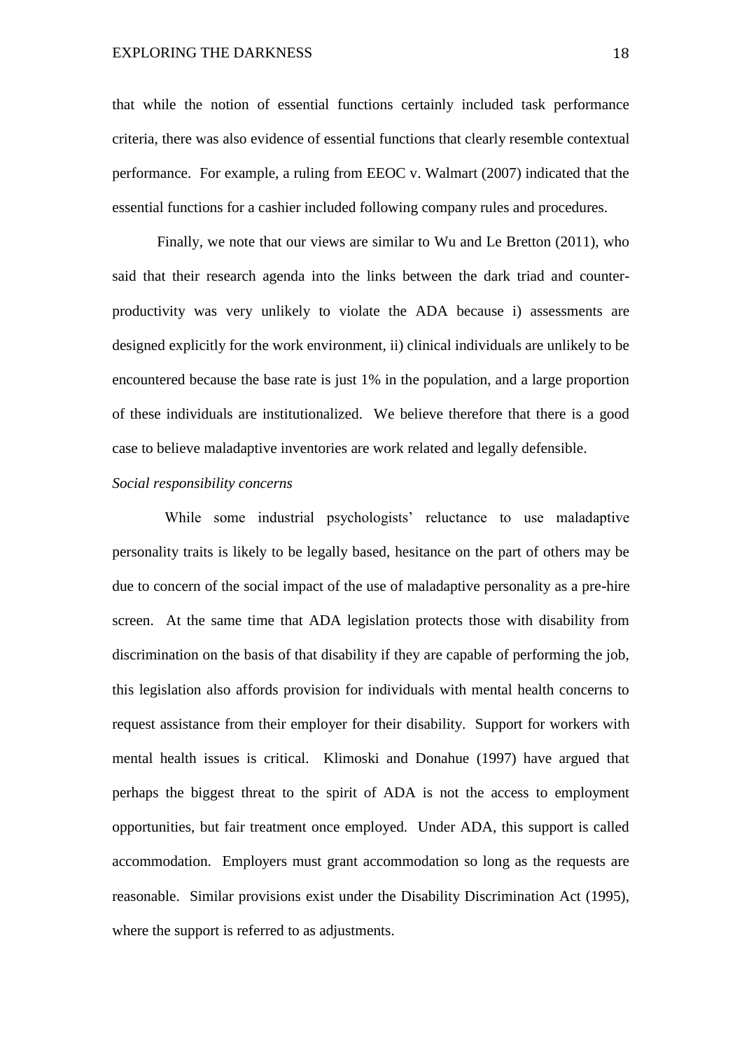that while the notion of essential functions certainly included task performance criteria, there was also evidence of essential functions that clearly resemble contextual performance. For example, a ruling from EEOC v. Walmart (2007) indicated that the essential functions for a cashier included following company rules and procedures.

Finally, we note that our views are similar to Wu and Le Bretton (2011), who said that their research agenda into the links between the dark triad and counter-productivity was very unlikely to violate the ADA because i) assessments are designed explicitly for the work environment, ii) clinical individuals are unlikely to be encountered because the base rate is just 1% in the population, and a large proportion of these individuals are institutionalized. We believe therefore that there is a good case to believe maladaptive inventories are work related and legally defensible.

*Social responsibility concerns*

While some industrial psychologists' reluctance to use maladaptive personality traits is likely to be legally based, hesitance on the part of others may be due to concern of the social impact of the use of maladaptive personality as a pre-hire screen. At the same time that ADA legislation protects those with disability from discrimination on the basis of that disability if they are capable of performing the job, this legislation also affords provision for individuals with mental health concerns to request assistance from their employer for their disability. Support for workers with mental health issues is critical. Klimoski and Donahue (1997) have argued that perhaps the biggest threat to the spirit of ADA is not the access to employment opportunities, but fair treatment once employed. Under ADA, this support is called accommodation. Employers must grant accommodation so long as the requests are reasonable. Similar provisions exist under the Disability Discrimination Act (1995), where the support is referred to as adjustments.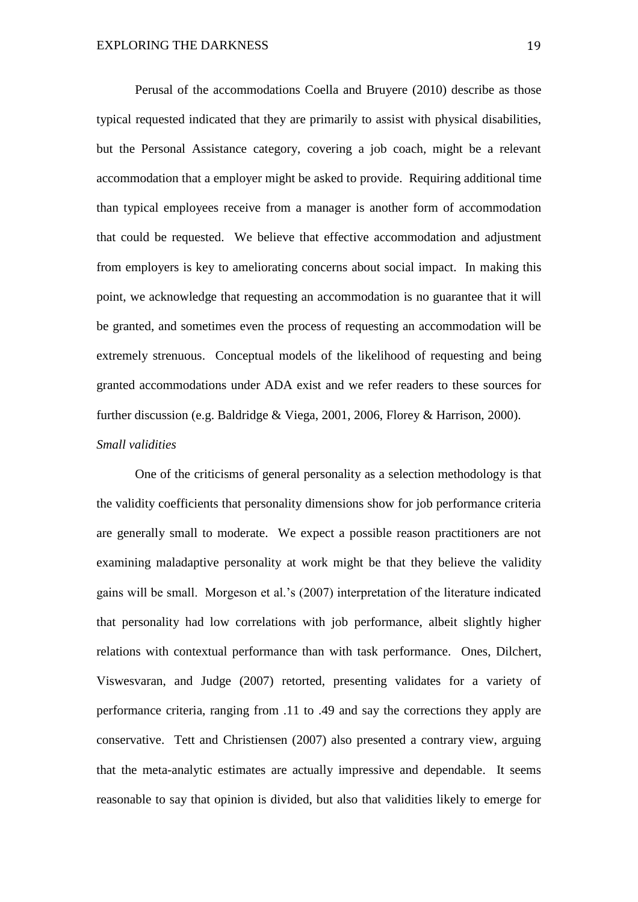Perusal of the accommodations Coella and Bruyere (2010) describe as those typical requested indicated that they are primarily to assist with physical disabilities, but the Personal Assistance category, covering a job coach, might be a relevant accommodation that a employer might be asked to provide. Requiring additional time than typical employees receive from a manager is another form of accommodation that could be requested. We believe that effective accommodation and adjustment from employers is key to ameliorating concerns about social impact. In making this point, we acknowledge that requesting an accommodation is no guarantee that it will be granted, and sometimes even the process of requesting an accommodation will be extremely strenuous. Conceptual models of the likelihood of requesting and being granted accommodations under ADA exist and we refer readers to these sources for further discussion (e.g. Baldridge & Viega, 2001, 2006, Florey & Harrison, 2000).

*Small validities*

One of the criticisms of general personality as a selection methodology is that the validity coefficients that personality dimensions show for job performance criteria are generally small to moderate. We expect a possible reason practitioners are not examining maladaptive personality at work might be that they believe the validity gains will be small. Morgeson et al.'s (2007) interpretation of the literature indicated that personality had low correlations with job performance, albeit slightly higher relations with contextual performance than with task performance. Ones, Dilchert, Viswesvaran, and Judge (2007) retorted, presenting validates for a variety of performance criteria, ranging from .11 to .49 and say the corrections they apply are conservative. Tett and Christiensen (2007) also presented a contrary view, arguing that the meta-analytic estimates are actually impressive and dependable. It seems reasonable to say that opinion is divided, but also that validities likely to emerge for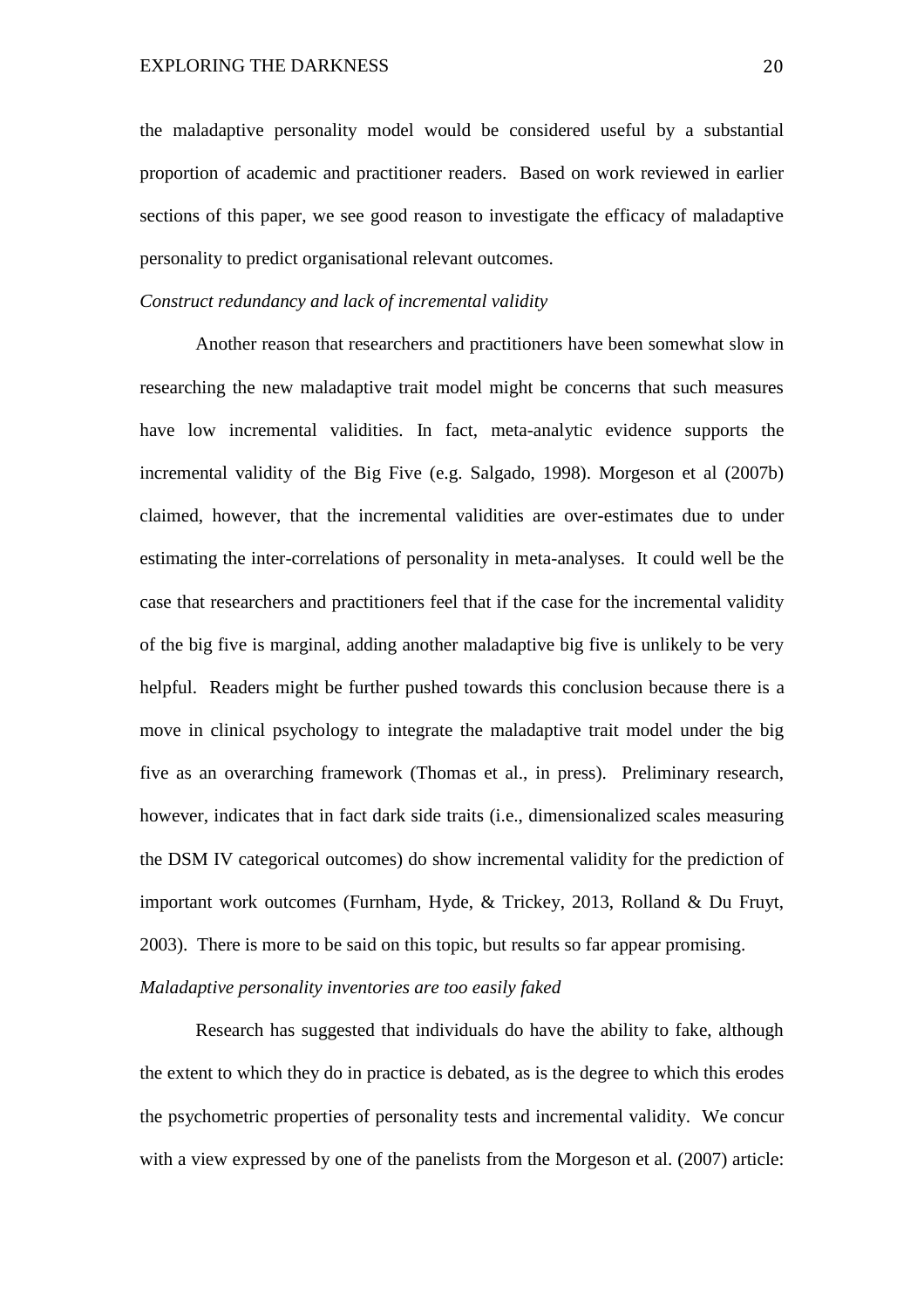the maladaptive personality model would be considered useful by a substantial proportion of academic and practitioner readers. Based on work reviewed in earlier sections of this paper, we see good reason to investigate the efficacy of maladaptive personality to predict organisational relevant outcomes.

*Construct redundancy and lack of incremental validity*

Another reason that researchers and practitioners have been somewhat slow in researching the new maladaptive trait model might be concerns that such measures have low incremental validities. In fact, meta-analytic evidence supports the incremental validity of the Big Five (e.g. Salgado, 1998). Morgeson et al (2007b) claimed, however, that the incremental validities are over-estimates due to under estimating the inter-correlations of personality in meta-analyses. It could well be the case that researchers and practitioners feel that if the case for the incremental validity of the big five is marginal, adding another maladaptive big five is unlikely to be very helpful. Readers might be further pushed towards this conclusion because there is a move in clinical psychology to integrate the maladaptive trait model under the big five as an overarching framework (Thomas et al., in press). Preliminary research, however, indicates that in fact dark side traits (i.e., dimensionalized scales measuring the DSM IV categorical outcomes) do show incremental validity for the prediction of important work outcomes (Furnham, Hyde, & Trickey, 2013, Rolland & Du Fruyt, 2003). There is more to be said on this topic, but results so far appear promising.

*Maladaptive personality inventories are too easily faked*

Research has suggested that individuals do have the ability to fake, although the extent to which they do in practice is debated, as is the degree to which this erodes the psychometric properties of personality tests and incremental validity. We concur with a view expressed by one of the panelists from the Morgeson et al. (2007) article: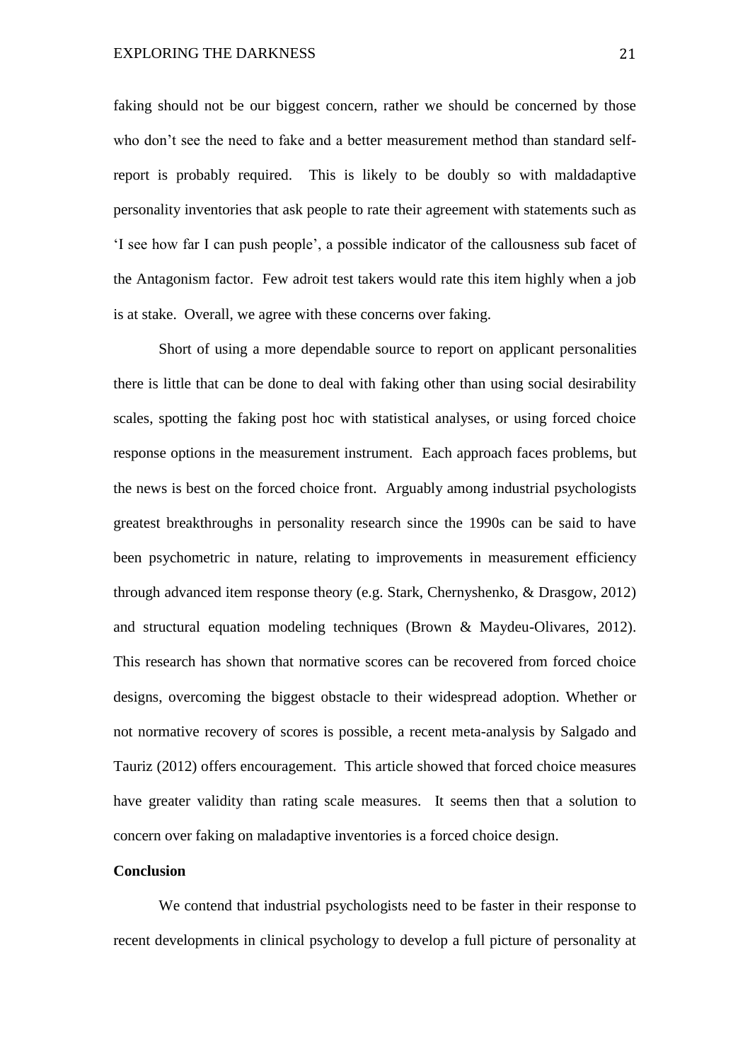faking should not be our biggest concern, rather we should be concerned by those who don't see the need to fake and a better measurement method than standard self-report is probably required. This is likely to be doubly so with maldadaptive personality inventories that ask people to rate their agreement with statements such as 'I see how far I can push people', a possible indicator of the callousness sub facet of the Antagonism factor. Few adroit test takers would rate this item highly when a job is at stake. Overall, we agree with these concerns over faking.

Short of using a more dependable source to report on applicant personalities there is little that can be done to deal with faking other than using social desirability scales, spotting the faking post hoc with statistical analyses, or using forced choice response options in the measurement instrument. Each approach faces problems, but the news is best on the forced choice front. Arguably among industrial psychologists greatest breakthroughs in personality research since the 1990s can be said to have been psychometric in nature, relating to improvements in measurement efficiency through advanced item response theory (e.g. Stark, Chernyshenko, & Drasgow, 2012) and structural equation modeling techniques (Brown & Maydeu-Olivares, 2012). This research has shown that normative scores can be recovered from forced choice designs, overcoming the biggest obstacle to their widespread adoption. Whether or not normative recovery of scores is possible, a recent meta-analysis by Salgado and Tauriz (2012) offers encouragement. This article showed that forced choice measures have greater validity than rating scale measures. It seems then that a solution to concern over faking on maladaptive inventories is a forced choice design.

**Conclusion**

We contend that industrial psychologists need to be faster in their response to recent developments in clinical psychology to develop a full picture of personality at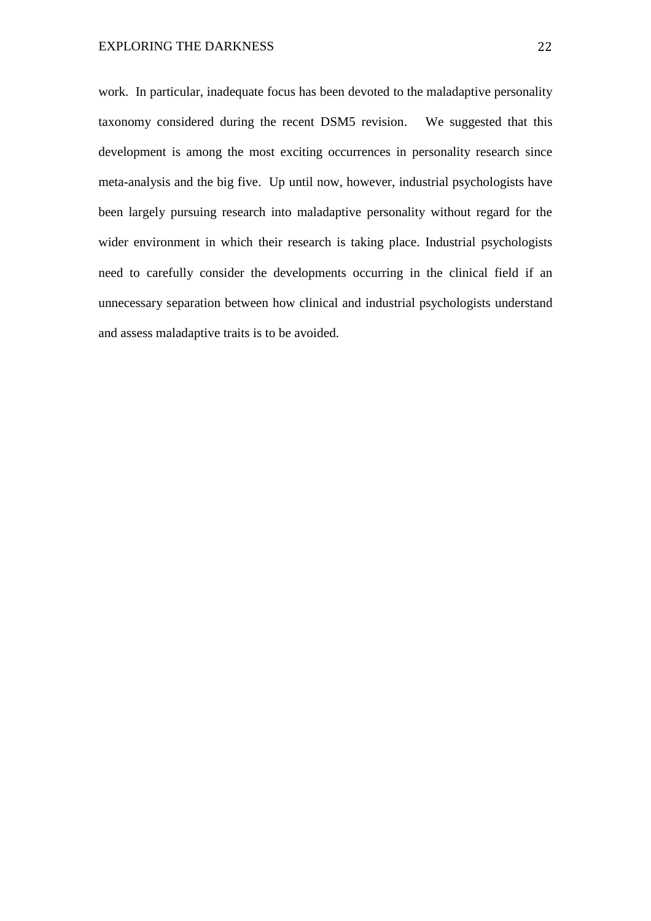work. In particular, inadequate focus has been devoted to the maladaptive personality taxonomy considered during the recent DSM5 revision. We suggested that this development is among the most exciting occurrences in personality research since meta-analysis and the big five. Up until now, however, industrial psychologists have been largely pursuing research into maladaptive personality without regard for the wider environment in which their research is taking place. Industrial psychologists need to carefully consider the developments occurring in the clinical field if an unnecessary separation between how clinical and industrial psychologists understand and assess maladaptive traits is to be avoided.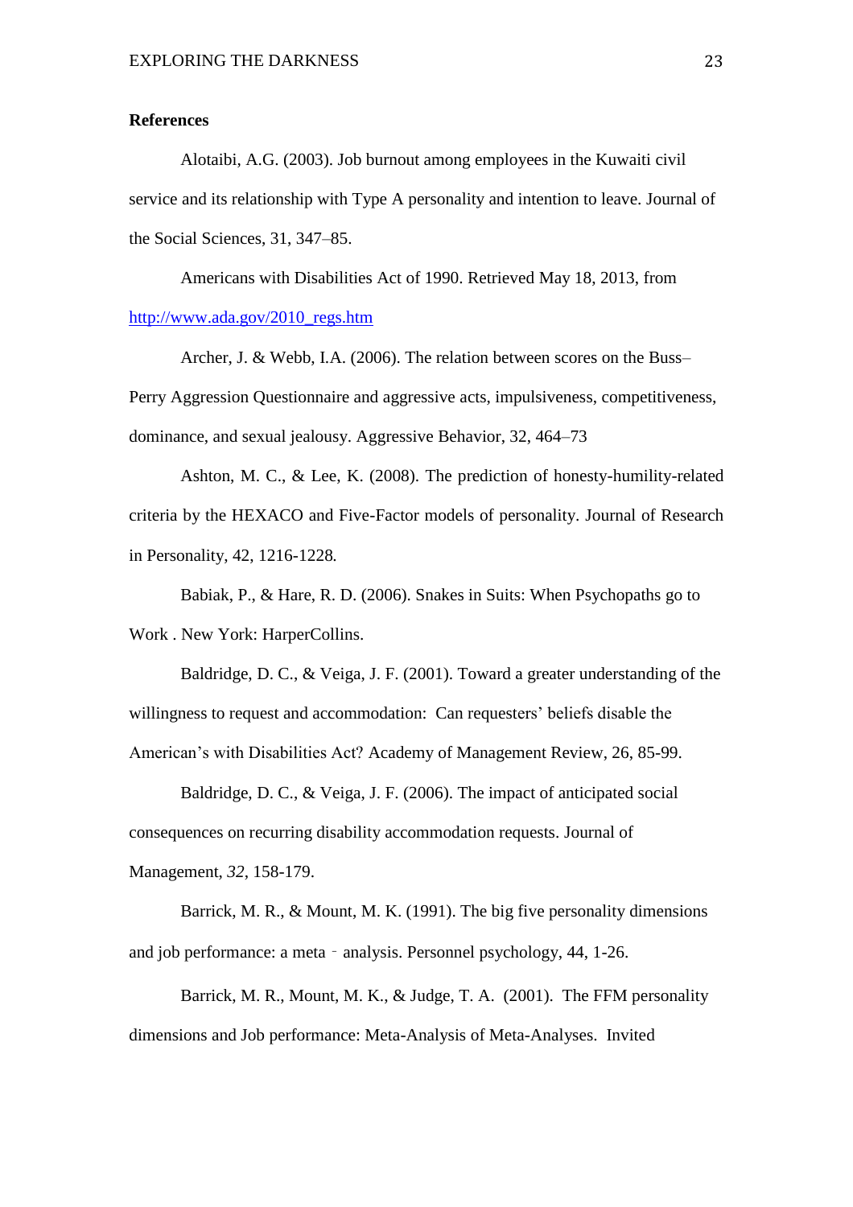## References

Alotaibi, A.G. (2003). Job burnout among employees in the Kuwaiti civil service and its relationship with Type A personality and intention to leave. Journal of the Social Sciences, 31, 347–85.

Americans with Disabilities Act of 1990. Retrieved May 18, 2013, from http://www.ada.gov/2010_regs.htm

Archer, J. & Webb, I.A. (2006). The relation between scores on the Buss–Perry Aggression Questionnaire and aggressive acts, impulsiveness, competitiveness, dominance, and sexual jealousy. Aggressive Behavior, 32, 464–73

Ashton, M. C., & Lee, K. (2008). The prediction of honesty-humility-related criteria by the HEXACO and Five-Factor models of personality. Journal of Research in Personality, 42, 1216-1228.

Babiak, P., & Hare, R. D. (2006). Snakes in Suits: When Psychopaths go to Work . New York: HarperCollins.

Baldridge, D. C., & Veiga, J. F. (2001). Toward a greater understanding of the willingness to request and accommodation: Can requesters' beliefs disable the American's with Disabilities Act? Academy of Management Review, 26, 85-99.

Baldridge, D. C., & Veiga, J. F. (2006). The impact of anticipated social consequences on recurring disability accommodation requests. Journal of Management, *32*, 158-179.

Barrick, M. R., & Mount, M. K. (1991). The big five personality dimensions and job performance: a meta‐analysis. Personnel psychology, 44, 1-26.

Barrick, M. R., Mount, M. K., & Judge, T. A. (2001). The FFM personality dimensions and Job performance: Meta-Analysis of Meta-Analyses. Invited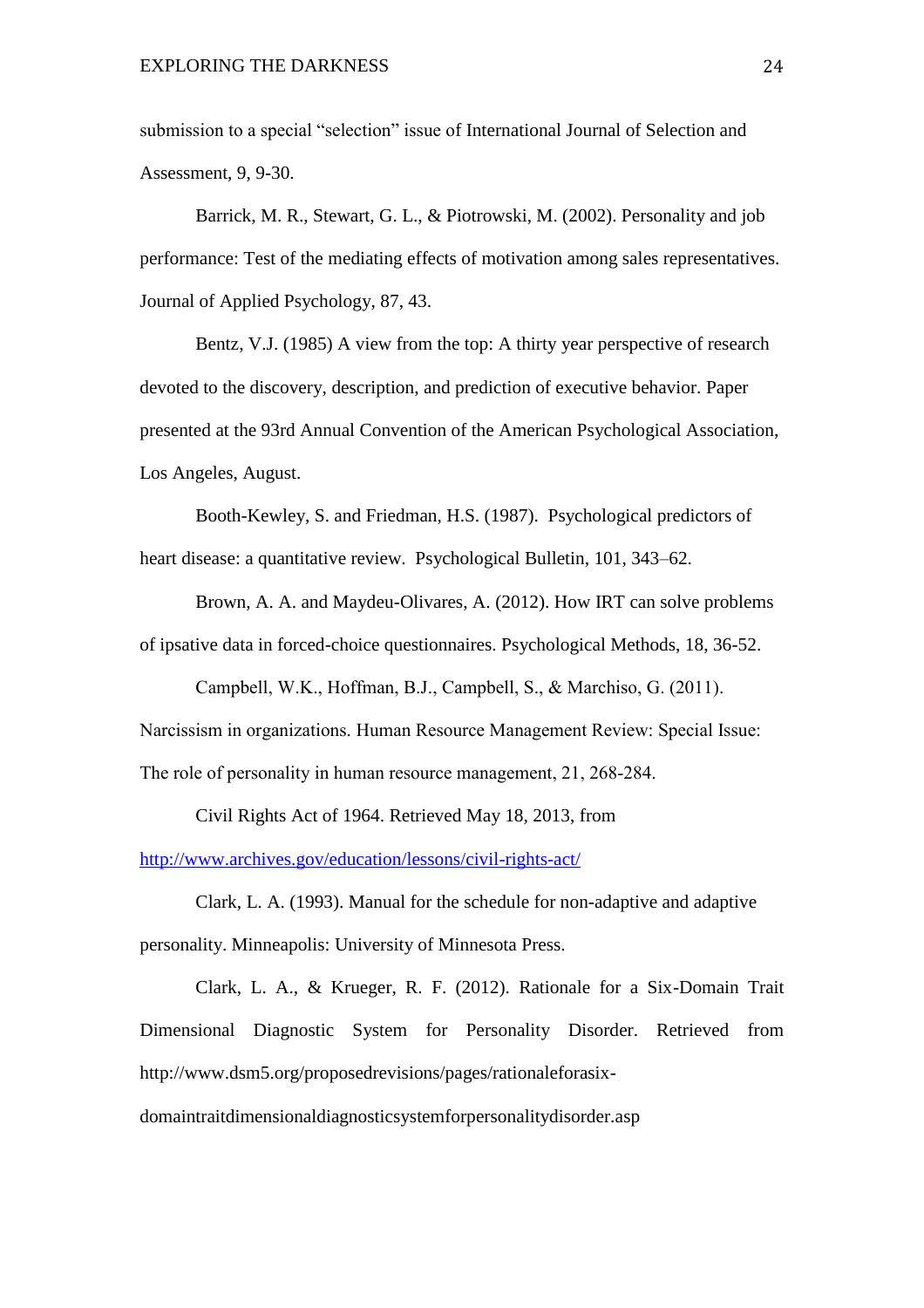submission to a special "selection" issue of International Journal of Selection and Assessment, 9, 9-30.

Barrick, M. R., Stewart, G. L., & Piotrowski, M. (2002). Personality and job performance: Test of the mediating effects of motivation among sales representatives. Journal of Applied Psychology, 87, 43.

Bentz, V.J. (1985) A view from the top: A thirty year perspective of research devoted to the discovery, description, and prediction of executive behavior. Paper presented at the 93rd Annual Convention of the American Psychological Association, Los Angeles, August.

Booth-Kewley, S. and Friedman, H.S. (1987). Psychological predictors of heart disease: a quantitative review. Psychological Bulletin, 101, 343–62.

Brown, A. A. and Maydeu-Olivares, A. (2012). How IRT can solve problems of ipsative data in forced-choice questionnaires. Psychological Methods, 18, 36-52.

Campbell, W.K., Hoffman, B.J., Campbell, S., & Marchiso, G. (2011). Narcissism in organizations. Human Resource Management Review: Special Issue: The role of personality in human resource management, 21, 268-284.

Civil Rights Act of 1964. Retrieved May 18, 2013, from http://www.archives.gov/education/lessons/civil-rights-act/

Clark, L. A. (1993). Manual for the schedule for non-adaptive and adaptive personality. Minneapolis: University of Minnesota Press.

Clark, L. A., & Krueger, R. F. (2012). Rationale for a Six-Domain Trait Dimensional Diagnostic System for Personality Disorder. Retrieved from http://www.dsm5.org/proposedrevisions/pages/rationaleforasix-domaintraitdimensionaldiagnosticsystemforpersonalitydisorder.asp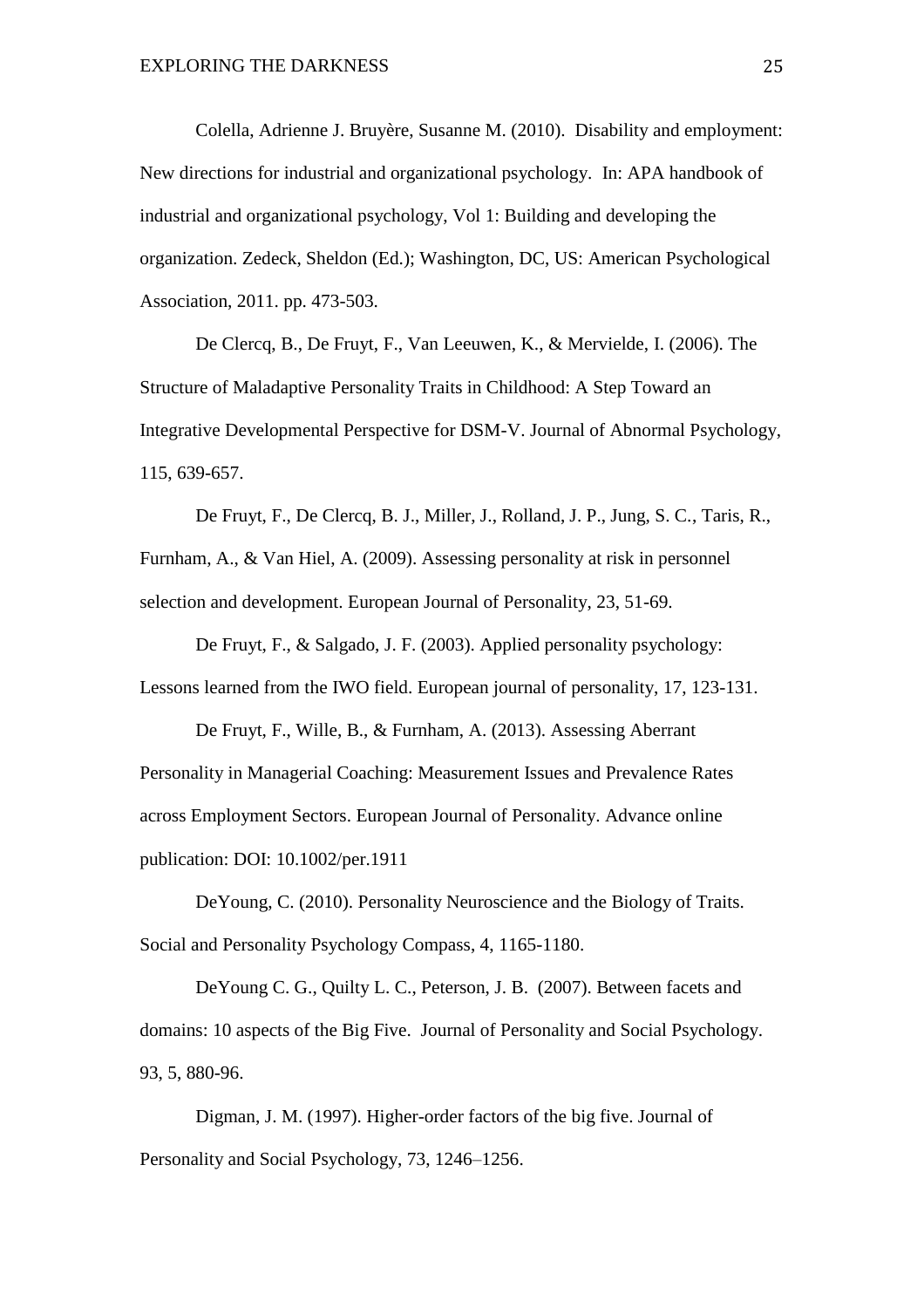Colella, Adrienne J. Bruyère, Susanne M. (2010). Disability and employment: New directions for industrial and organizational psychology. In: APA handbook of industrial and organizational psychology, Vol 1: Building and developing the organization. Zedeck, Sheldon (Ed.); Washington, DC, US: American Psychological Association, 2011. pp. 473-503.

De Clercq, B., De Fruyt, F., Van Leeuwen, K., & Mervielde, I. (2006). The Structure of Maladaptive Personality Traits in Childhood: A Step Toward an Integrative Developmental Perspective for DSM-V. Journal of Abnormal Psychology, 115, 639-657.

De Fruyt, F., De Clercq, B. J., Miller, J., Rolland, J. P., Jung, S. C., Taris, R., Furnham, A., & Van Hiel, A. (2009). Assessing personality at risk in personnel selection and development. European Journal of Personality, 23, 51-69.

De Fruyt, F., & Salgado, J. F. (2003). Applied personality psychology: Lessons learned from the IWO field. European journal of personality, 17, 123-131.

De Fruyt, F., Wille, B., & Furnham, A. (2013). Assessing Aberrant Personality in Managerial Coaching: Measurement Issues and Prevalence Rates across Employment Sectors. European Journal of Personality. Advance online publication: DOI: 10.1002/per.1911

DeYoung, C. (2010). Personality Neuroscience and the Biology of Traits. Social and Personality Psychology Compass, 4, 1165-1180.

DeYoung C. G., Quilty L. C., Peterson, J. B. (2007). Between facets and domains: 10 aspects of the Big Five. Journal of Personality and Social Psychology. 93, 5, 880-96.

Digman, J. M. (1997). Higher-order factors of the big five. Journal of Personality and Social Psychology, 73, 1246–1256.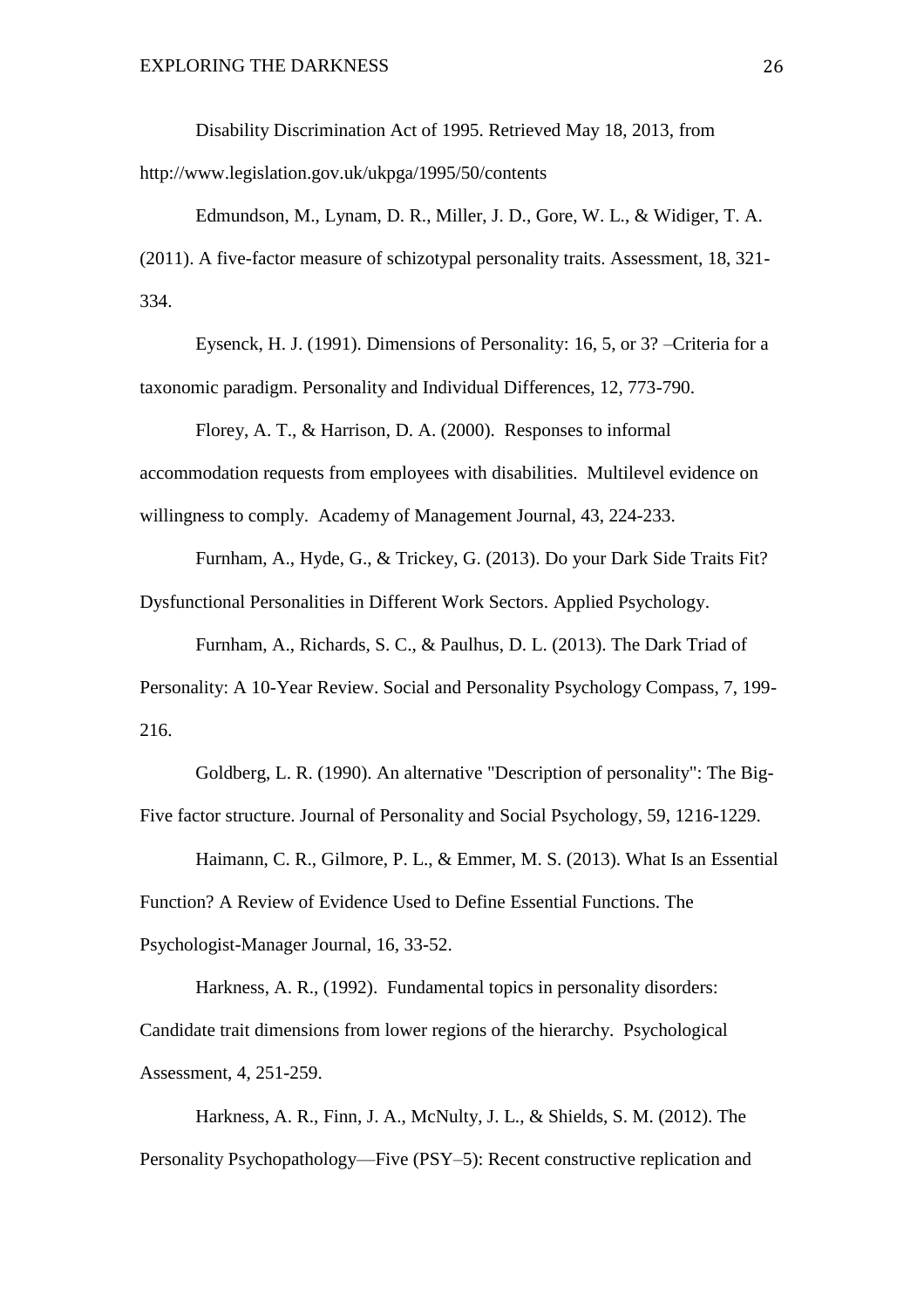Disability Discrimination Act of 1995. Retrieved May 18, 2013, from http://www.legislation.gov.uk/ukpga/1995/50/contents

Edmundson, M., Lynam, D. R., Miller, J. D., Gore, W. L., & Widiger, T. A. (2011). A five-factor measure of schizotypal personality traits. Assessment, 18, 321-334.

Eysenck, H. J. (1991). Dimensions of Personality: 16, 5, or 3? –Criteria for a taxonomic paradigm. Personality and Individual Differences, 12, 773-790.

Florey, A. T., & Harrison, D. A. (2000). Responses to informal accommodation requests from employees with disabilities. Multilevel evidence on willingness to comply. Academy of Management Journal, 43, 224-233.

Furnham, A., Hyde, G., & Trickey, G. (2013). Do your Dark Side Traits Fit? Dysfunctional Personalities in Different Work Sectors. Applied Psychology.

Furnham, A., Richards, S. C., & Paulhus, D. L. (2013). The Dark Triad of Personality: A 10-Year Review. Social and Personality Psychology Compass, 7, 199-216.

Goldberg, L. R. (1990). An alternative "Description of personality": The Big-Five factor structure. Journal of Personality and Social Psychology, 59, 1216-1229.

Haimann, C. R., Gilmore, P. L., & Emmer, M. S. (2013). What Is an Essential Function? A Review of Evidence Used to Define Essential Functions. The Psychologist-Manager Journal, 16, 33-52.

Harkness, A. R., (1992). Fundamental topics in personality disorders: Candidate trait dimensions from lower regions of the hierarchy. Psychological Assessment, 4, 251-259.

Harkness, A. R., Finn, J. A., McNulty, J. L., & Shields, S. M. (2012). The Personality Psychopathology—Five (PSY–5): Recent constructive replication and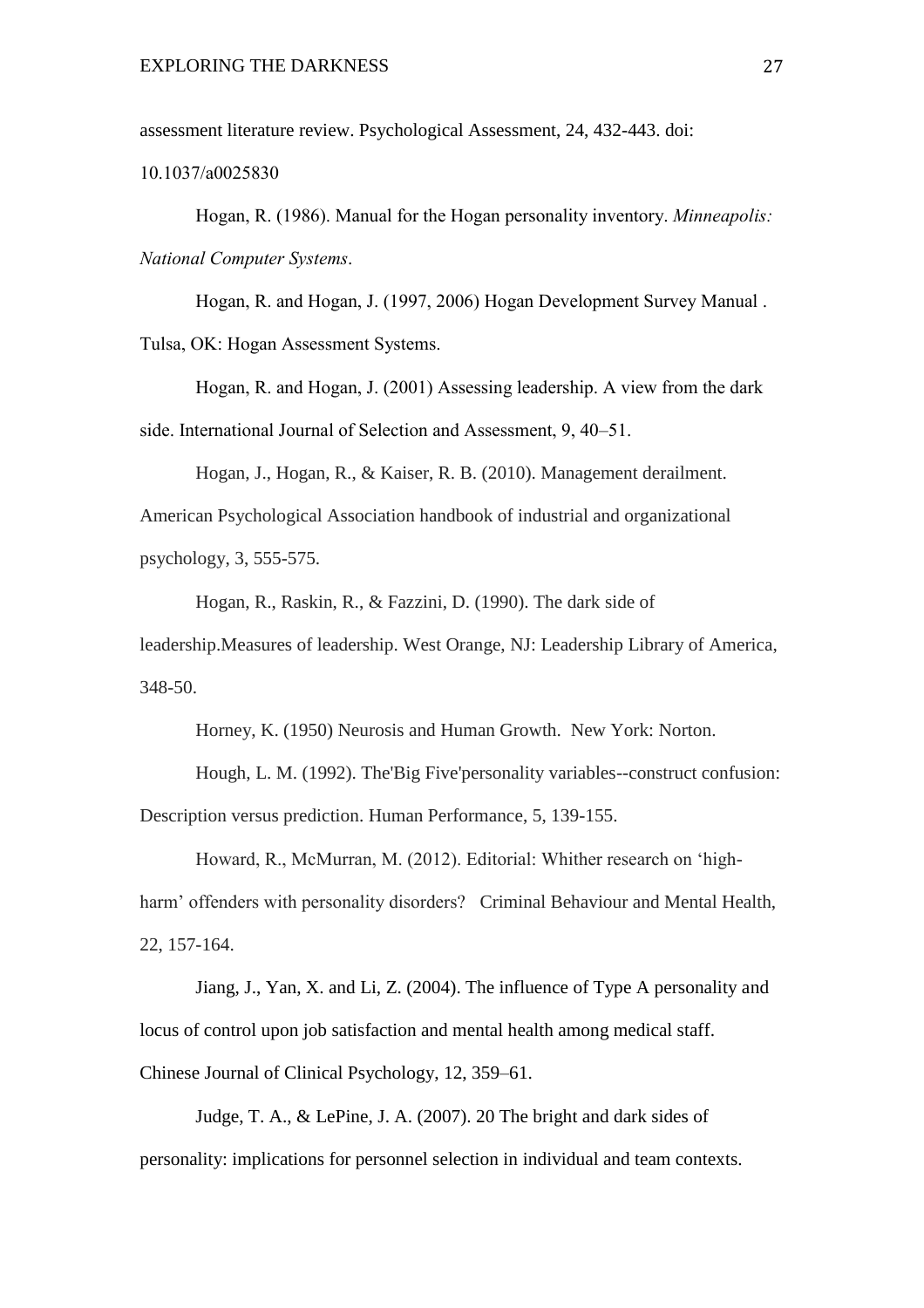assessment literature review. Psychological Assessment, 24, 432-443. doi: 10.1037/a0025830

Hogan, R. (1986). Manual for the Hogan personality inventory. *Minneapolis: National Computer Systems*.

Hogan, R. and Hogan, J. (1997, 2006) Hogan Development Survey Manual . Tulsa, OK: Hogan Assessment Systems.

Hogan, R. and Hogan, J. (2001) Assessing leadership. A view from the dark side. International Journal of Selection and Assessment, 9, 40–51.

Hogan, J., Hogan, R., & Kaiser, R. B. (2010). Management derailment. American Psychological Association handbook of industrial and organizational psychology, 3, 555-575.

Hogan, R., Raskin, R., & Fazzini, D. (1990). The dark side of leadership.Measures of leadership. West Orange, NJ: Leadership Library of America, 348-50.

Horney, K. (1950) Neurosis and Human Growth. New York: Norton.

Hough, L. M. (1992). The'Big Five'personality variables--construct confusion: Description versus prediction. Human Performance, 5, 139-155.

Howard, R., McMurran, M. (2012). Editorial: Whither research on 'high-harm' offenders with personality disorders? Criminal Behaviour and Mental Health, 22, 157-164.

Jiang, J., Yan, X. and Li, Z. (2004). The influence of Type A personality and locus of control upon job satisfaction and mental health among medical staff. Chinese Journal of Clinical Psychology, 12, 359–61.

Judge, T. A., & LePine, J. A. (2007). 20 The bright and dark sides of personality: implications for personnel selection in individual and team contexts.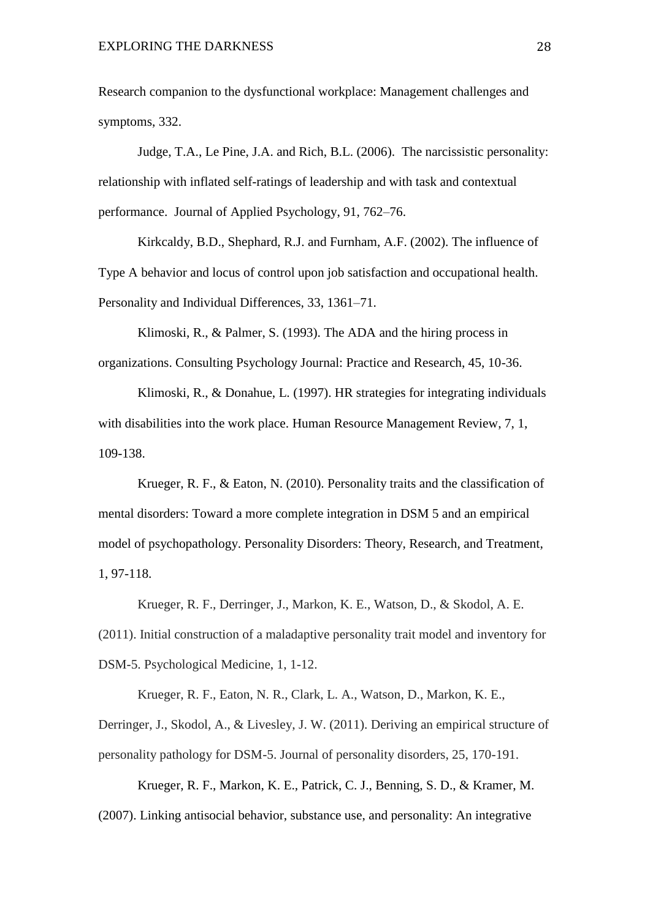Research companion to the dysfunctional workplace: Management challenges and symptoms, 332.

Judge, T.A., Le Pine, J.A. and Rich, B.L. (2006). The narcissistic personality: relationship with inflated self-ratings of leadership and with task and contextual performance. Journal of Applied Psychology, 91, 762–76.

Kirkcaldy, B.D., Shephard, R.J. and Furnham, A.F. (2002). The influence of Type A behavior and locus of control upon job satisfaction and occupational health. Personality and Individual Differences, 33, 1361–71.

Klimoski, R., & Palmer, S. (1993). The ADA and the hiring process in organizations. Consulting Psychology Journal: Practice and Research, 45, 10-36.

Klimoski, R., & Donahue, L. (1997). HR strategies for integrating individuals with disabilities into the work place. Human Resource Management Review, 7, 1, 109-138.

Krueger, R. F., & Eaton, N. (2010). Personality traits and the classification of mental disorders: Toward a more complete integration in DSM 5 and an empirical model of psychopathology. Personality Disorders: Theory, Research, and Treatment, 1, 97-118.

Krueger, R. F., Derringer, J., Markon, K. E., Watson, D., & Skodol, A. E. (2011). Initial construction of a maladaptive personality trait model and inventory for DSM-5. Psychological Medicine, 1, 1-12.

Krueger, R. F., Eaton, N. R., Clark, L. A., Watson, D., Markon, K. E., Derringer, J., Skodol, A., & Livesley, J. W. (2011). Deriving an empirical structure of personality pathology for DSM-5. Journal of personality disorders, 25, 170-191.

Krueger, R. F., Markon, K. E., Patrick, C. J., Benning, S. D., & Kramer, M. (2007). Linking antisocial behavior, substance use, and personality: An integrative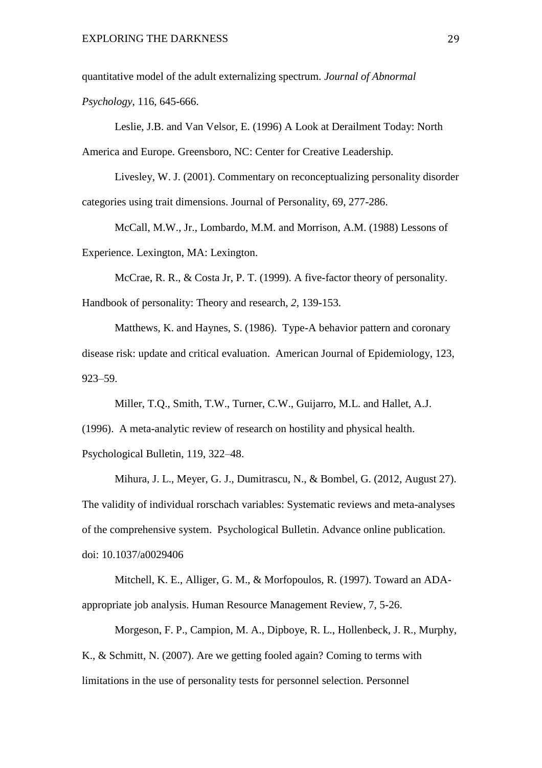quantitative model of the adult externalizing spectrum. *Journal of Abnormal Psychology*, 116, 645-666.

Leslie, J.B. and Van Velsor, E. (1996) A Look at Derailment Today: North America and Europe. Greensboro, NC: Center for Creative Leadership.

Livesley, W. J. (2001). Commentary on reconceptualizing personality disorder categories using trait dimensions. Journal of Personality, 69, 277-286.

McCall, M.W., Jr., Lombardo, M.M. and Morrison, A.M. (1988) Lessons of Experience. Lexington, MA: Lexington.

McCrae, R. R., & Costa Jr, P. T. (1999). A five-factor theory of personality. Handbook of personality: Theory and research, *2*, 139-153.

Matthews, K. and Haynes, S. (1986). Type-A behavior pattern and coronary disease risk: update and critical evaluation. American Journal of Epidemiology, 123, 923–59.

Miller, T.Q., Smith, T.W., Turner, C.W., Guijarro, M.L. and Hallet, A.J. (1996). A meta-analytic review of research on hostility and physical health. Psychological Bulletin, 119, 322–48.

Mihura, J. L., Meyer, G. J., Dumitrascu, N., & Bombel, G. (2012, August 27). The validity of individual rorschach variables: Systematic reviews and meta-analyses of the comprehensive system. Psychological Bulletin. Advance online publication. doi: 10.1037/a0029406

Mitchell, K. E., Alliger, G. M., & Morfopoulos, R. (1997). Toward an ADA-appropriate job analysis. Human Resource Management Review, 7, 5-26.

Morgeson, F. P., Campion, M. A., Dipboye, R. L., Hollenbeck, J. R., Murphy, K., & Schmitt, N. (2007). Are we getting fooled again? Coming to terms with limitations in the use of personality tests for personnel selection. Personnel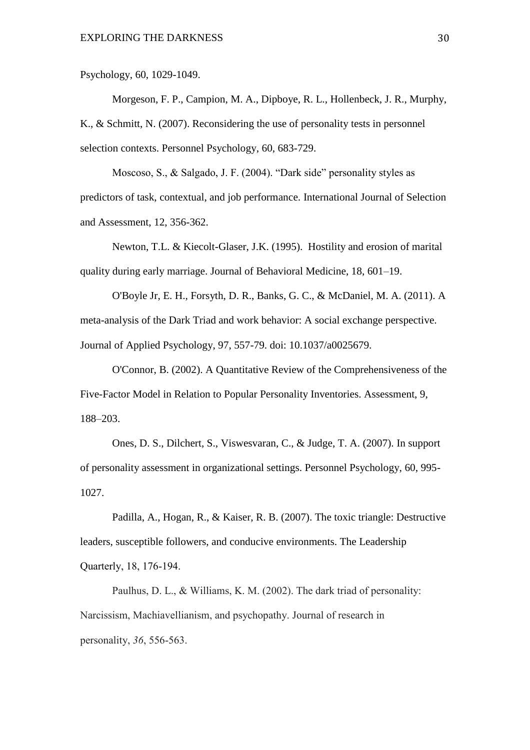Psychology, 60, 1029-1049.

Morgeson, F. P., Campion, M. A., Dipboye, R. L., Hollenbeck, J. R., Murphy, K., & Schmitt, N. (2007). Reconsidering the use of personality tests in personnel selection contexts. Personnel Psychology, 60, 683-729.

Moscoso, S., & Salgado, J. F. (2004). "Dark side" personality styles as predictors of task, contextual, and job performance. International Journal of Selection and Assessment, 12, 356-362.

Newton, T.L. & Kiecolt-Glaser, J.K. (1995). Hostility and erosion of marital quality during early marriage. Journal of Behavioral Medicine, 18, 601–19.

O'Boyle Jr, E. H., Forsyth, D. R., Banks, G. C., & McDaniel, M. A. (2011). A meta-analysis of the Dark Triad and work behavior: A social exchange perspective. Journal of Applied Psychology, 97, 557-79. doi: 10.1037/a0025679.

O'Connor, B. (2002). A Quantitative Review of the Comprehensiveness of the Five-Factor Model in Relation to Popular Personality Inventories. Assessment, 9, 188–203.

Ones, D. S., Dilchert, S., Viswesvaran, C., & Judge, T. A. (2007). In support of personality assessment in organizational settings. Personnel Psychology, 60, 995-1027.

Padilla, A., Hogan, R., & Kaiser, R. B. (2007). The toxic triangle: Destructive leaders, susceptible followers, and conducive environments. The Leadership Quarterly, 18, 176-194.

Paulhus, D. L., & Williams, K. M. (2002). The dark triad of personality: Narcissism, Machiavellianism, and psychopathy. Journal of research in personality, *36*, 556-563.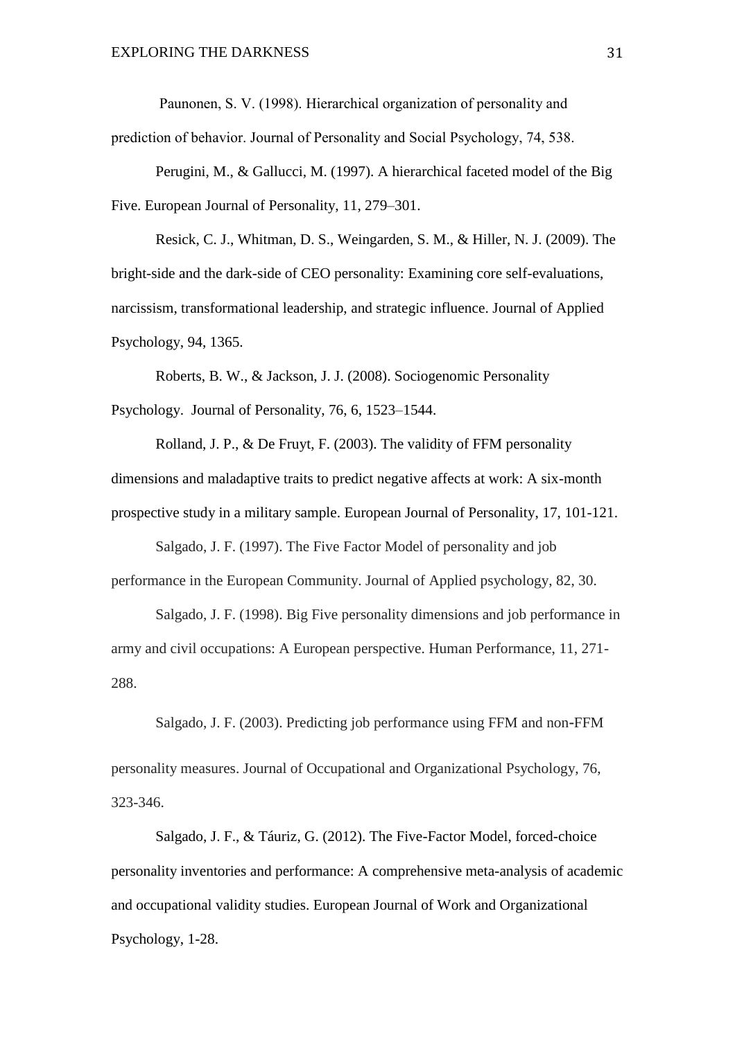Paunonen, S. V. (1998). Hierarchical organization of personality and prediction of behavior. Journal of Personality and Social Psychology, 74, 538.

Perugini, M., & Gallucci, M. (1997). A hierarchical faceted model of the Big Five. European Journal of Personality, 11, 279–301.

Resick, C. J., Whitman, D. S., Weingarden, S. M., & Hiller, N. J. (2009). The bright-side and the dark-side of CEO personality: Examining core self-evaluations, narcissism, transformational leadership, and strategic influence. Journal of Applied Psychology, 94, 1365.

Roberts, B. W., & Jackson, J. J. (2008). Sociogenomic Personality Psychology. Journal of Personality, 76, 6, 1523–1544.

Rolland, J. P., & De Fruyt, F. (2003). The validity of FFM personality dimensions and maladaptive traits to predict negative affects at work: A six-month prospective study in a military sample. European Journal of Personality, 17, 101-121.

Salgado, J. F. (1997). The Five Factor Model of personality and job performance in the European Community. Journal of Applied psychology, 82, 30.

Salgado, J. F. (1998). Big Five personality dimensions and job performance in army and civil occupations: A European perspective. Human Performance, 11, 271-288.

Salgado, J. F. (2003). Predicting job performance using FFM and non-FFM personality measures. Journal of Occupational and Organizational Psychology, 76, 323-346.

Salgado, J. F., & Táuriz, G. (2012). The Five-Factor Model, forced-choice personality inventories and performance: A comprehensive meta-analysis of academic and occupational validity studies. European Journal of Work and Organizational Psychology, 1-28.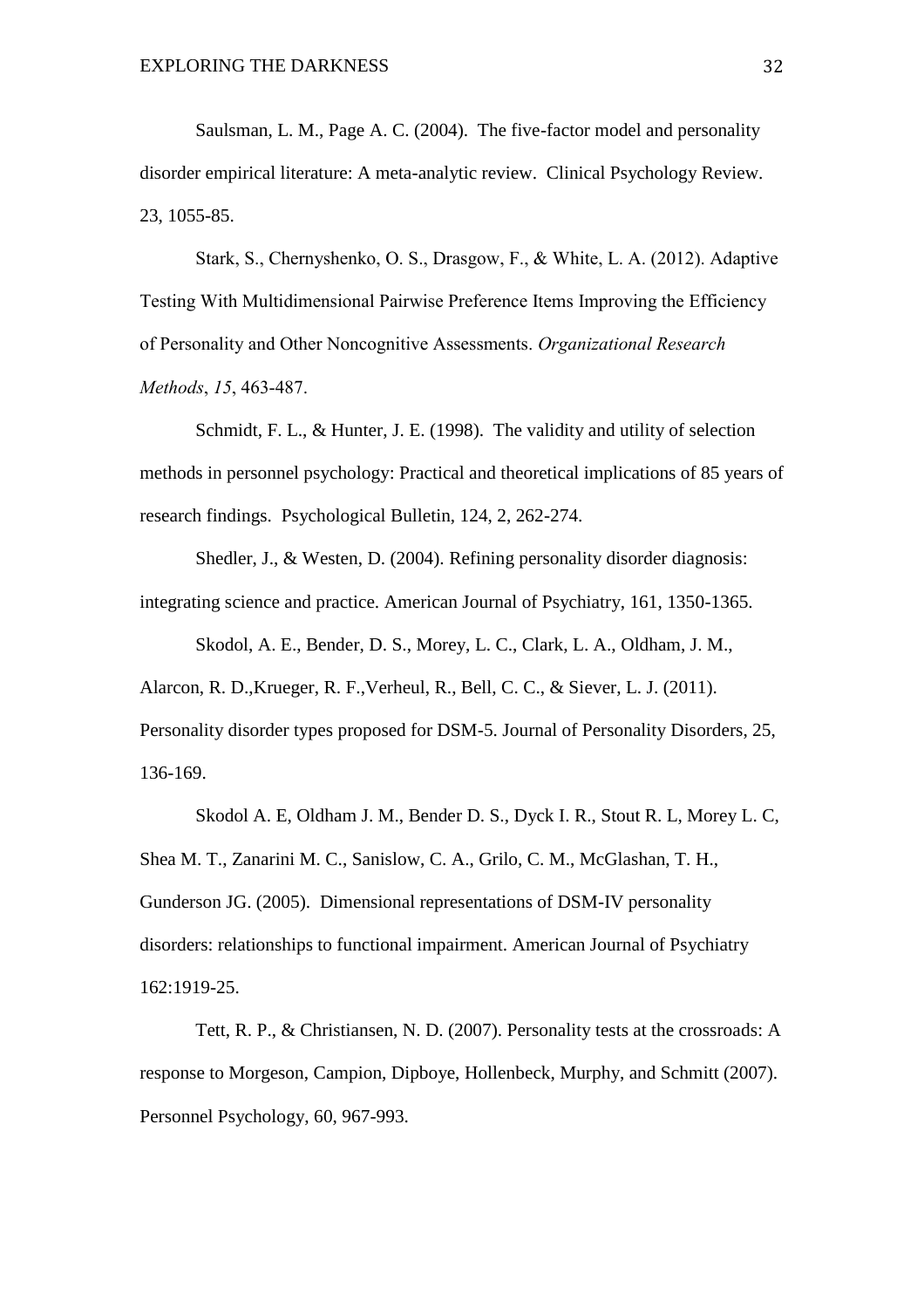Saulsman, L. M., Page A. C. (2004). The five-factor model and personality disorder empirical literature: A meta-analytic review. Clinical Psychology Review. 23, 1055-85.

Stark, S., Chernyshenko, O. S., Drasgow, F., & White, L. A. (2012). Adaptive Testing With Multidimensional Pairwise Preference Items Improving the Efficiency of Personality and Other Noncognitive Assessments. *Organizational Research Methods*, *15*, 463-487.

Schmidt, F. L., & Hunter, J. E. (1998). The validity and utility of selection methods in personnel psychology: Practical and theoretical implications of 85 years of research findings. Psychological Bulletin, 124, 2, 262-274.

Shedler, J., & Westen, D. (2004). Refining personality disorder diagnosis: integrating science and practice. American Journal of Psychiatry, 161, 1350-1365.

Skodol, A. E., Bender, D. S., Morey, L. C., Clark, L. A., Oldham, J. M., Alarcon, R. D.,Krueger, R. F.,Verheul, R., Bell, C. C., & Siever, L. J. (2011). Personality disorder types proposed for DSM-5. Journal of Personality Disorders, 25, 136-169.

Skodol A. E, Oldham J. M., Bender D. S., Dyck I. R., Stout R. L, Morey L. C, Shea M. T., Zanarini M. C., Sanislow, C. A., Grilo, C. M., McGlashan, T. H., Gunderson JG. (2005). Dimensional representations of DSM-IV personality disorders: relationships to functional impairment. American Journal of Psychiatry 162:1919-25.

Tett, R. P., & Christiansen, N. D. (2007). Personality tests at the crossroads: A response to Morgeson, Campion, Dipboye, Hollenbeck, Murphy, and Schmitt (2007). Personnel Psychology, 60, 967-993.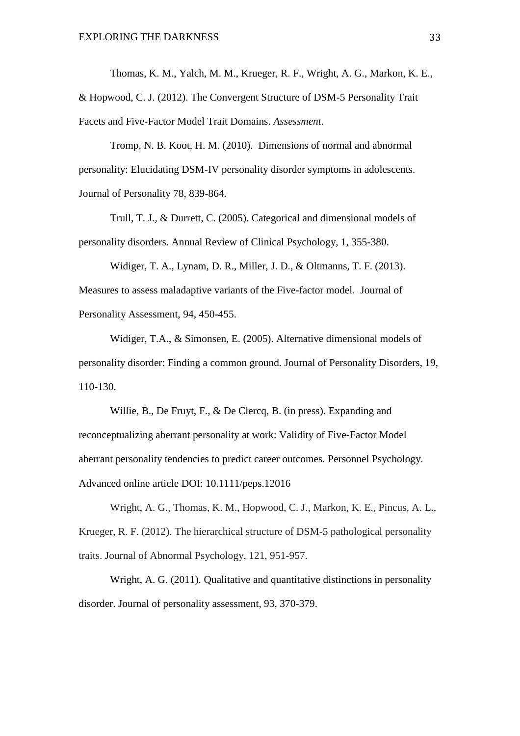Thomas, K. M., Yalch, M. M., Krueger, R. F., Wright, A. G., Markon, K. E., & Hopwood, C. J. (2012). The Convergent Structure of DSM-5 Personality Trait Facets and Five-Factor Model Trait Domains. *Assessment*.

Tromp, N. B. Koot, H. M. (2010). Dimensions of normal and abnormal personality: Elucidating DSM-IV personality disorder symptoms in adolescents. Journal of Personality 78, 839-864.

Trull, T. J., & Durrett, C. (2005). Categorical and dimensional models of personality disorders. Annual Review of Clinical Psychology, 1, 355-380.

Widiger, T. A., Lynam, D. R., Miller, J. D., & Oltmanns, T. F. (2013). Measures to assess maladaptive variants of the Five-factor model. Journal of Personality Assessment, 94, 450-455.

Widiger, T.A., & Simonsen, E. (2005). Alternative dimensional models of personality disorder: Finding a common ground. Journal of Personality Disorders, 19, 110-130.

Willie, B., De Fruyt, F., & De Clercq, B. (in press). Expanding and reconceptualizing aberrant personality at work: Validity of Five-Factor Model aberrant personality tendencies to predict career outcomes. Personnel Psychology. Advanced online article DOI: 10.1111/peps.12016

Wright, A. G., Thomas, K. M., Hopwood, C. J., Markon, K. E., Pincus, A. L., Krueger, R. F. (2012). The hierarchical structure of DSM-5 pathological personality traits. Journal of Abnormal Psychology, 121, 951-957.

Wright, A. G. (2011). Qualitative and quantitative distinctions in personality disorder. Journal of personality assessment, 93, 370-379.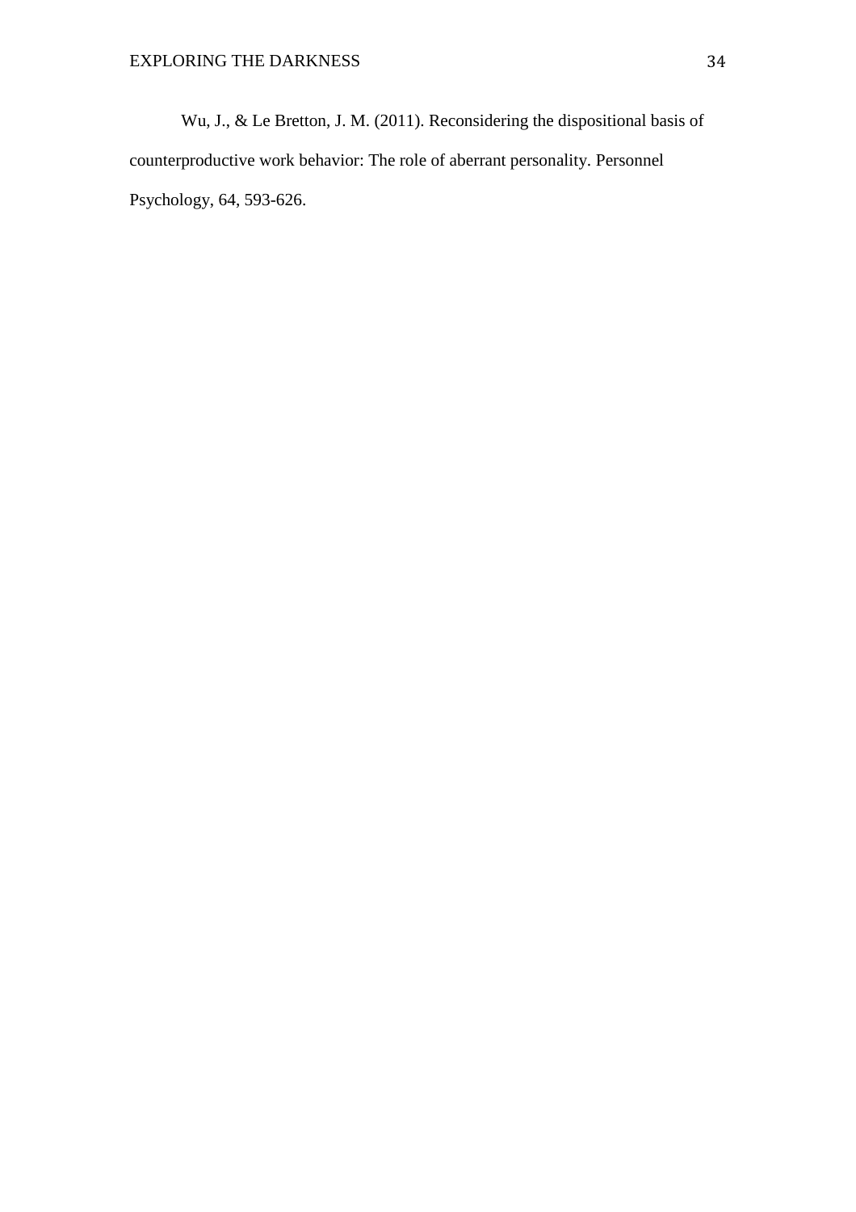Wu, J., & Le Bretton, J. M. (2011). Reconsidering the dispositional basis of counterproductive work behavior: The role of aberrant personality. Personnel Psychology, 64, 593-626.